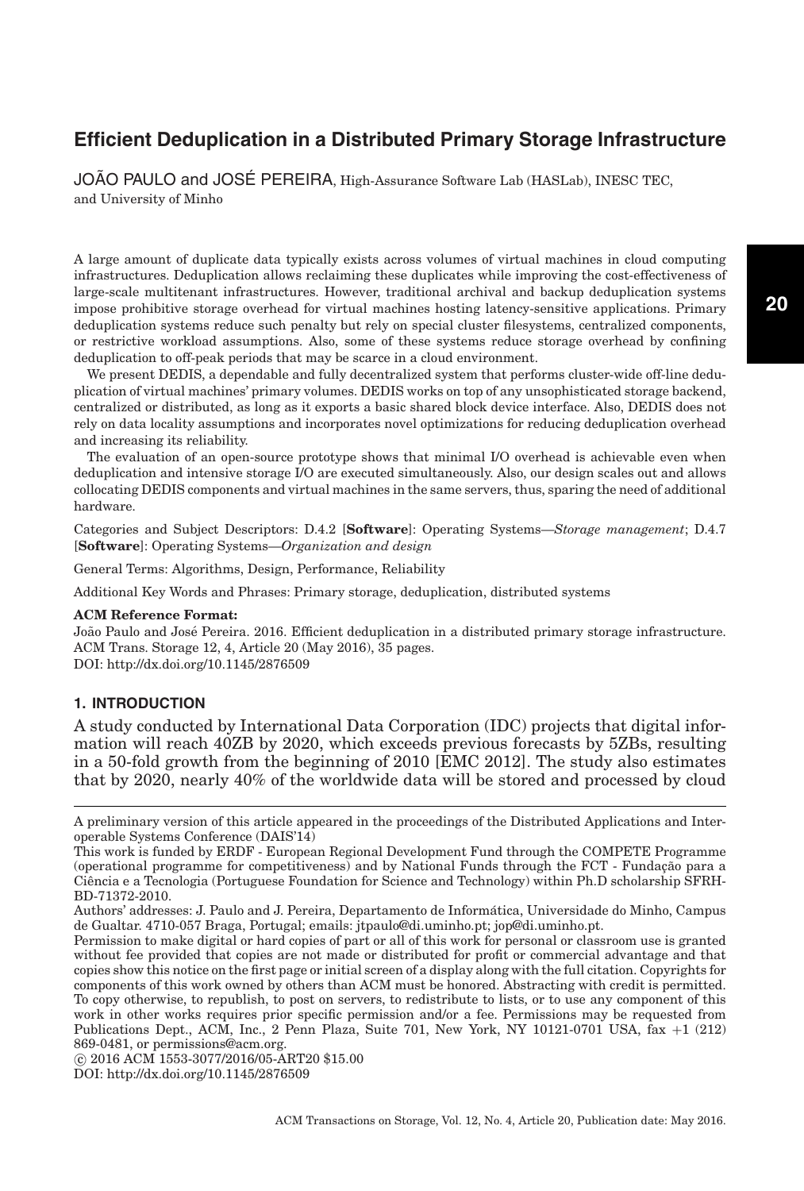# Efficient Deduplication in a Distributed Primary Storage Infrastructure

JOÃO PAULO and JOSÉ PEREIRA, High-Assurance Software Lab (HASLab), INESC TEC, and University of Minho

A large amount of duplicate data typically exists across volumes of virtual machines in cloud computing infrastructures. Deduplication allows reclaiming these duplicates while improving the cost-effectiveness of large-scale multitenant infrastructures. However, traditional archival and backup deduplication systems impose prohibitive storage overhead for virtual machines hosting latency-sensitive applications. Primary deduplication systems reduce such penalty but rely on special cluster filesystems, centralized components, or restrictive workload assumptions. Also, some of these systems reduce storage overhead by confining deduplication to off-peak periods that may be scarce in a cloud environment.

We present DEDIS, a dependable and fully decentralized system that performs cluster-wide off-line deduplication of virtual machines' primary volumes. DEDIS works on top of any unsophisticated storage backend, centralized or distributed, as long as it exports a basic shared block device interface. Also, DEDIS does not rely on data locality assumptions and incorporates novel optimizations for reducing deduplication overhead and increasing its reliability.

The evaluation of an open-source prototype shows that minimal I/O overhead is achievable even when deduplication and intensive storage I/O are executed simultaneously. Also, our design scales out and allows collocating DEDIS components and virtual machines in the same servers, thus, sparing the need of additional hardware.

Categories and Subject Descriptors: D.4.2 [**Software**]: Operating Systems—*Storage management*; D.4.7 [**Software**]: Operating Systems—*Organization and design*

General Terms: Algorithms, Design, Performance, Reliability

Additional Key Words and Phrases: Primary storage, deduplication, distributed systems

**ACM Reference Format:**

João Paulo and José Pereira. 2016. Efficient deduplication in a distributed primary storage infrastructure. ACM Trans. Storage 12, 4, Article 20 (May 2016), 35 pages.
DOI: http://dx.doi.org/10.1145/2876509

## 1. INTRODUCTION

A study conducted by International Data Corporation (IDC) projects that digital information will reach 40ZB by 2020, which exceeds previous forecasts by 5ZBs, resulting in a 50-fold growth from the beginning of 2010 [EMC 2012]. The study also estimates that by 2020, nearly 40% of the worldwide data will be stored and processed by cloud

---

A preliminary version of this article appeared in the proceedings of the Distributed Applications and Interoperable Systems Conference (DAIS'14)

This work is funded by ERDF - European Regional Development Fund through the COMPETE Programme (operational programme for competitiveness) and by National Funds through the FCT - Fundação para a Ciência e a Tecnologia (Portuguese Foundation for Science and Technology) within Ph.D scholarship SFRH-BD-71372-2010.

Authors' addresses: J. Paulo and J. Pereira, Departamento de Informática, Universidade do Minho, Campus de Gualtar. 4710-057 Braga, Portugal; emails: jtpaulo@di.uminho.pt; jop@di.uminho.pt.

Permission to make digital or hard copies of part or all of this work for personal or classroom use is granted without fee provided that copies are not made or distributed for profit or commercial advantage and that copies show this notice on the first page or initial screen of a display along with the full citation. Copyrights for components of this work owned by others than ACM must be honored. Abstracting with credit is permitted. To copy otherwise, to republish, to post on servers, to redistribute to lists, or to use any component of this work in other works requires prior specific permission and/or a fee. Permissions may be requested from Publications Dept., ACM, Inc., 2 Penn Plaza, Suite 701, New York, NY 10121-0701 USA, fax +1 (212) 869-0481, or permissions@acm.org.

© 2016 ACM 1553-3077/2016/05-ART20 $15.00

DOI: http://dx.doi.org/10.1145/2876509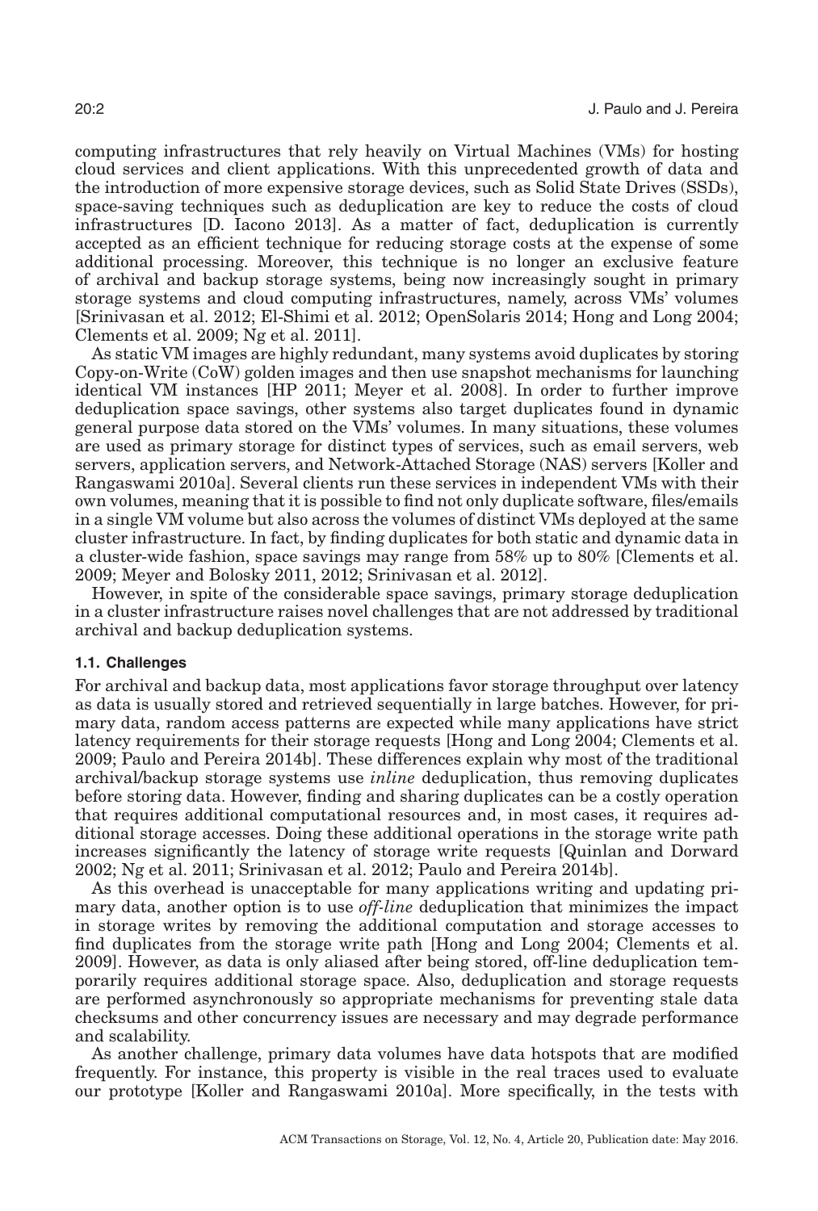computing infrastructures that rely heavily on Virtual Machines (VMs) for hosting cloud services and client applications. With this unprecedented growth of data and the introduction of more expensive storage devices, such as Solid State Drives (SSDs), space-saving techniques such as deduplication are key to reduce the costs of cloud infrastructures [D. Iacono 2013]. As a matter of fact, deduplication is currently accepted as an efficient technique for reducing storage costs at the expense of some additional processing. Moreover, this technique is no longer an exclusive feature of archival and backup storage systems, being now increasingly sought in primary storage systems and cloud computing infrastructures, namely, across VMs' volumes [Srinivasan et al. 2012; El-Shimi et al. 2012; OpenSolaris 2014; Hong and Long 2004; Clements et al. 2009; Ng et al. 2011].

As static VM images are highly redundant, many systems avoid duplicates by storing Copy-on-Write (CoW) golden images and then use snapshot mechanisms for launching identical VM instances [HP 2011; Meyer et al. 2008]. In order to further improve deduplication space savings, other systems also target duplicates found in dynamic general purpose data stored on the VMs' volumes. In many situations, these volumes are used as primary storage for distinct types of services, such as email servers, web servers, application servers, and Network-Attached Storage (NAS) servers [Koller and Rangaswami 2010a]. Several clients run these services in independent VMs with their own volumes, meaning that it is possible to find not only duplicate software, files/emails in a single VM volume but also across the volumes of distinct VMs deployed at the same cluster infrastructure. In fact, by finding duplicates for both static and dynamic data in a cluster-wide fashion, space savings may range from 58% up to 80% [Clements et al. 2009; Meyer and Bolosky 2011, 2012; Srinivasan et al. 2012].

However, in spite of the considerable space savings, primary storage deduplication in a cluster infrastructure raises novel challenges that are not addressed by traditional archival and backup deduplication systems.

### 1.1. Challenges

For archival and backup data, most applications favor storage throughput over latency as data is usually stored and retrieved sequentially in large batches. However, for primary data, random access patterns are expected while many applications have strict latency requirements for their storage requests [Hong and Long 2004; Clements et al. 2009; Paulo and Pereira 2014b]. These differences explain why most of the traditional archival/backup storage systems use *inline* deduplication, thus removing duplicates before storing data. However, finding and sharing duplicates can be a costly operation that requires additional computational resources and, in most cases, it requires additional storage accesses. Doing these additional operations in the storage write path increases significantly the latency of storage write requests [Quinlan and Dorward 2002; Ng et al. 2011; Srinivasan et al. 2012; Paulo and Pereira 2014b].

As this overhead is unacceptable for many applications writing and updating primary data, another option is to use *off-line* deduplication that minimizes the impact in storage writes by removing the additional computation and storage accesses to find duplicates from the storage write path [Hong and Long 2004; Clements et al. 2009]. However, as data is only aliased after being stored, off-line deduplication temporarily requires additional storage space. Also, deduplication and storage requests are performed asynchronously so appropriate mechanisms for preventing stale data checksums and other concurrency issues are necessary and may degrade performance and scalability.

As another challenge, primary data volumes have data hotspots that are modified frequently. For instance, this property is visible in the real traces used to evaluate our prototype [Koller and Rangaswami 2010a]. More specifically, in the tests with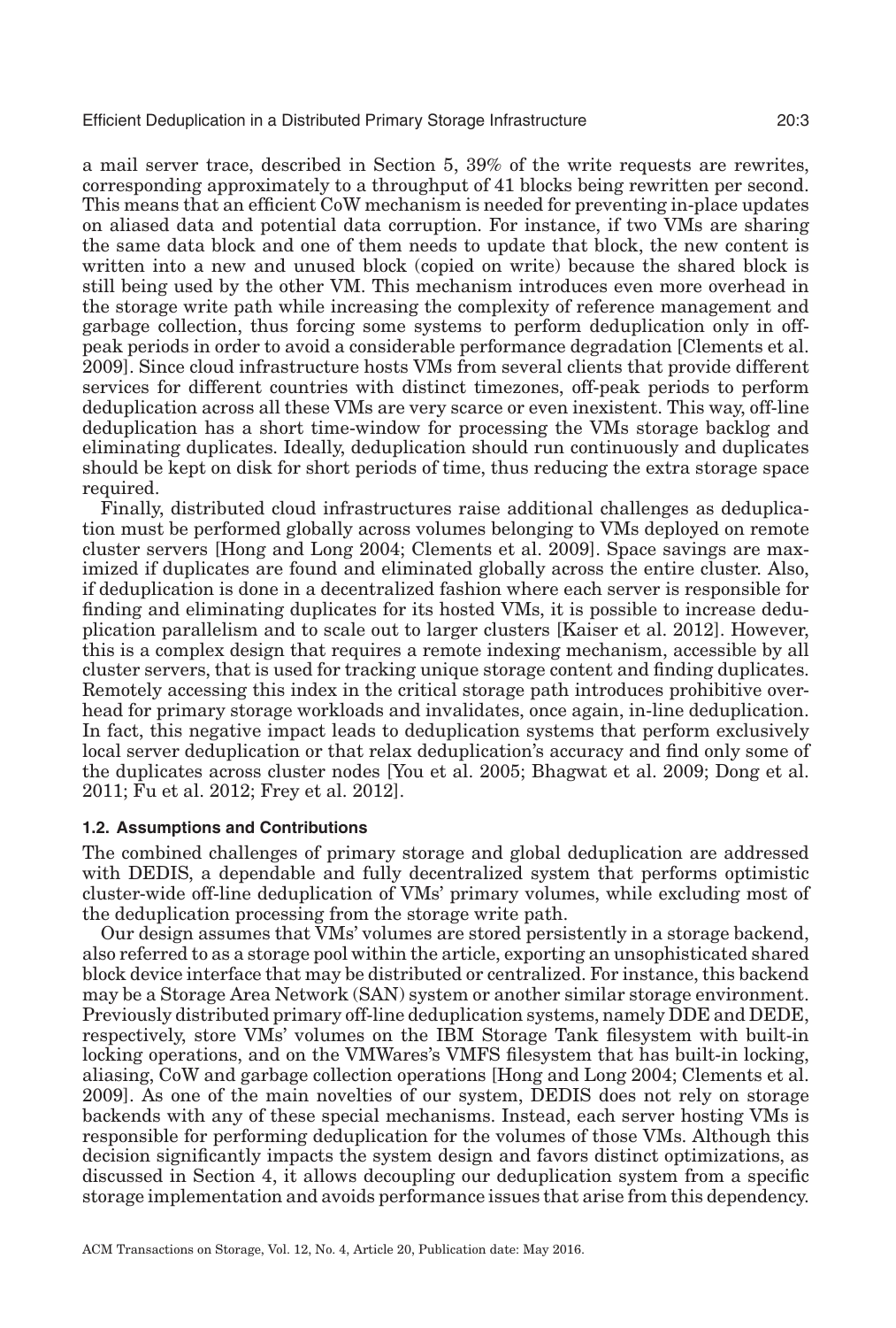a mail server trace, described in Section 5, 39% of the write requests are rewrites, corresponding approximately to a throughput of 41 blocks being rewritten per second. This means that an efficient CoW mechanism is needed for preventing in-place updates on aliased data and potential data corruption. For instance, if two VMs are sharing the same data block and one of them needs to update that block, the new content is written into a new and unused block (copied on write) because the shared block is still being used by the other VM. This mechanism introduces even more overhead in the storage write path while increasing the complexity of reference management and garbage collection, thus forcing some systems to perform deduplication only in off-peak periods in order to avoid a considerable performance degradation [Clements et al. 2009]. Since cloud infrastructure hosts VMs from several clients that provide different services for different countries with distinct timezones, off-peak periods to perform deduplication across all these VMs are very scarce or even inexistent. This way, off-line deduplication has a short time-window for processing the VMs storage backlog and eliminating duplicates. Ideally, deduplication should run continuously and duplicates should be kept on disk for short periods of time, thus reducing the extra storage space required.

Finally, distributed cloud infrastructures raise additional challenges as deduplication must be performed globally across volumes belonging to VMs deployed on remote cluster servers [Hong and Long 2004; Clements et al. 2009]. Space savings are maximized if duplicates are found and eliminated globally across the entire cluster. Also, if deduplication is done in a decentralized fashion where each server is responsible for finding and eliminating duplicates for its hosted VMs, it is possible to increase deduplication parallelism and to scale out to larger clusters [Kaiser et al. 2012]. However, this is a complex design that requires a remote indexing mechanism, accessible by all cluster servers, that is used for tracking unique storage content and finding duplicates. Remotely accessing this index in the critical storage path introduces prohibitive overhead for primary storage workloads and invalidates, once again, in-line deduplication. In fact, this negative impact leads to deduplication systems that perform exclusively local server deduplication or that relax deduplication's accuracy and find only some of the duplicates across cluster nodes [You et al. 2005; Bhagwat et al. 2009; Dong et al. 2011; Fu et al. 2012; Frey et al. 2012].

### 1.2. Assumptions and Contributions

The combined challenges of primary storage and global deduplication are addressed with DEDIS, a dependable and fully decentralized system that performs optimistic cluster-wide off-line deduplication of VMs' primary volumes, while excluding most of the deduplication processing from the storage write path.

Our design assumes that VMs' volumes are stored persistently in a storage backend, also referred to as a storage pool within the article, exporting an unsophisticated shared block device interface that may be distributed or centralized. For instance, this backend may be a Storage Area Network (SAN) system or another similar storage environment. Previously distributed primary off-line deduplication systems, namely DDE and DEDE, respectively, store VMs' volumes on the IBM Storage Tank filesystem with built-in locking operations, and on the VMWares's VMFS filesystem that has built-in locking, aliasing, CoW and garbage collection operations [Hong and Long 2004; Clements et al. 2009]. As one of the main novelties of our system, DEDIS does not rely on storage backends with any of these special mechanisms. Instead, each server hosting VMs is responsible for performing deduplication for the volumes of those VMs. Although this decision significantly impacts the system design and favors distinct optimizations, as discussed in Section 4, it allows decoupling our deduplication system from a specific storage implementation and avoids performance issues that arise from this dependency.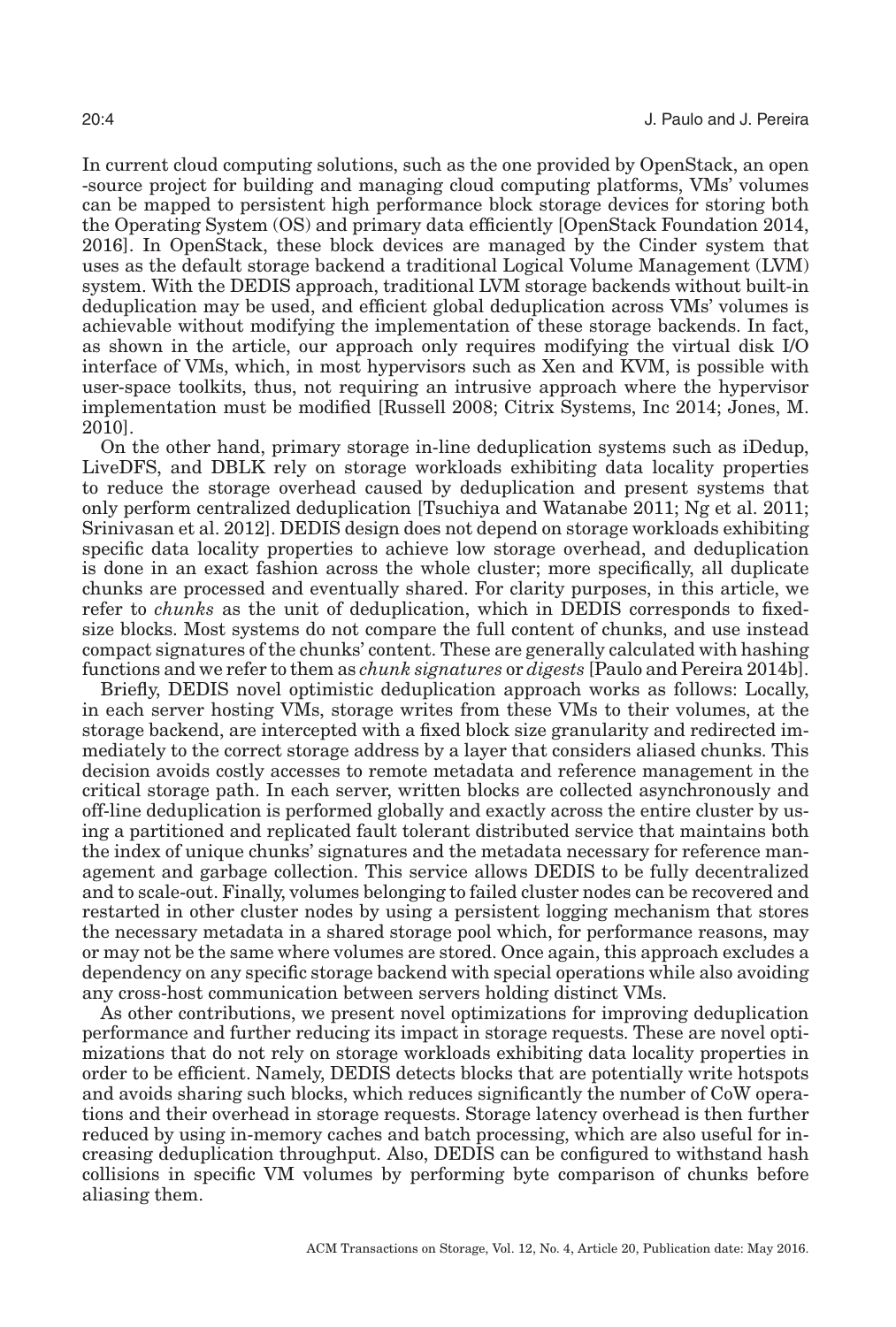In current cloud computing solutions, such as the one provided by OpenStack, an open -source project for building and managing cloud computing platforms, VMs' volumes can be mapped to persistent high performance block storage devices for storing both the Operating System (OS) and primary data efficiently [OpenStack Foundation 2014, 2016]. In OpenStack, these block devices are managed by the Cinder system that uses as the default storage backend a traditional Logical Volume Management (LVM) system. With the DEDIS approach, traditional LVM storage backends without built-in deduplication may be used, and efficient global deduplication across VMs' volumes is achievable without modifying the implementation of these storage backends. In fact, as shown in the article, our approach only requires modifying the virtual disk I/O interface of VMs, which, in most hypervisors such as Xen and KVM, is possible with user-space toolkits, thus, not requiring an intrusive approach where the hypervisor implementation must be modified [Russell 2008; Citrix Systems, Inc 2014; Jones, M. 2010].

On the other hand, primary storage in-line deduplication systems such as iDedup, LiveDFS, and DBLK rely on storage workloads exhibiting data locality properties to reduce the storage overhead caused by deduplication and present systems that only perform centralized deduplication [Tsuchiya and Watanabe 2011; Ng et al. 2011; Srinivasan et al. 2012]. DEDIS design does not depend on storage workloads exhibiting specific data locality properties to achieve low storage overhead, and deduplication is done in an exact fashion across the whole cluster; more specifically, all duplicate chunks are processed and eventually shared. For clarity purposes, in this article, we refer to *chunks* as the unit of deduplication, which in DEDIS corresponds to fixed-size blocks. Most systems do not compare the full content of chunks, and use instead compact signatures of the chunks' content. These are generally calculated with hashing functions and we refer to them as *chunk signatures* or *digests* [Paulo and Pereira 2014b].

Briefly, DEDIS novel optimistic deduplication approach works as follows: Locally, in each server hosting VMs, storage writes from these VMs to their volumes, at the storage backend, are intercepted with a fixed block size granularity and redirected immediately to the correct storage address by a layer that considers aliased chunks. This decision avoids costly accesses to remote metadata and reference management in the critical storage path. In each server, written blocks are collected asynchronously and off-line deduplication is performed globally and exactly across the entire cluster by using a partitioned and replicated fault tolerant distributed service that maintains both the index of unique chunks' signatures and the metadata necessary for reference management and garbage collection. This service allows DEDIS to be fully decentralized and to scale-out. Finally, volumes belonging to failed cluster nodes can be recovered and restarted in other cluster nodes by using a persistent logging mechanism that stores the necessary metadata in a shared storage pool which, for performance reasons, may or may not be the same where volumes are stored. Once again, this approach excludes a dependency on any specific storage backend with special operations while also avoiding any cross-host communication between servers holding distinct VMs.

As other contributions, we present novel optimizations for improving deduplication performance and further reducing its impact in storage requests. These are novel optimizations that do not rely on storage workloads exhibiting data locality properties in order to be efficient. Namely, DEDIS detects blocks that are potentially write hotspots and avoids sharing such blocks, which reduces significantly the number of CoW operations and their overhead in storage requests. Storage latency overhead is then further reduced by using in-memory caches and batch processing, which are also useful for increasing deduplication throughput. Also, DEDIS can be configured to withstand hash collisions in specific VM volumes by performing byte comparison of chunks before aliasing them.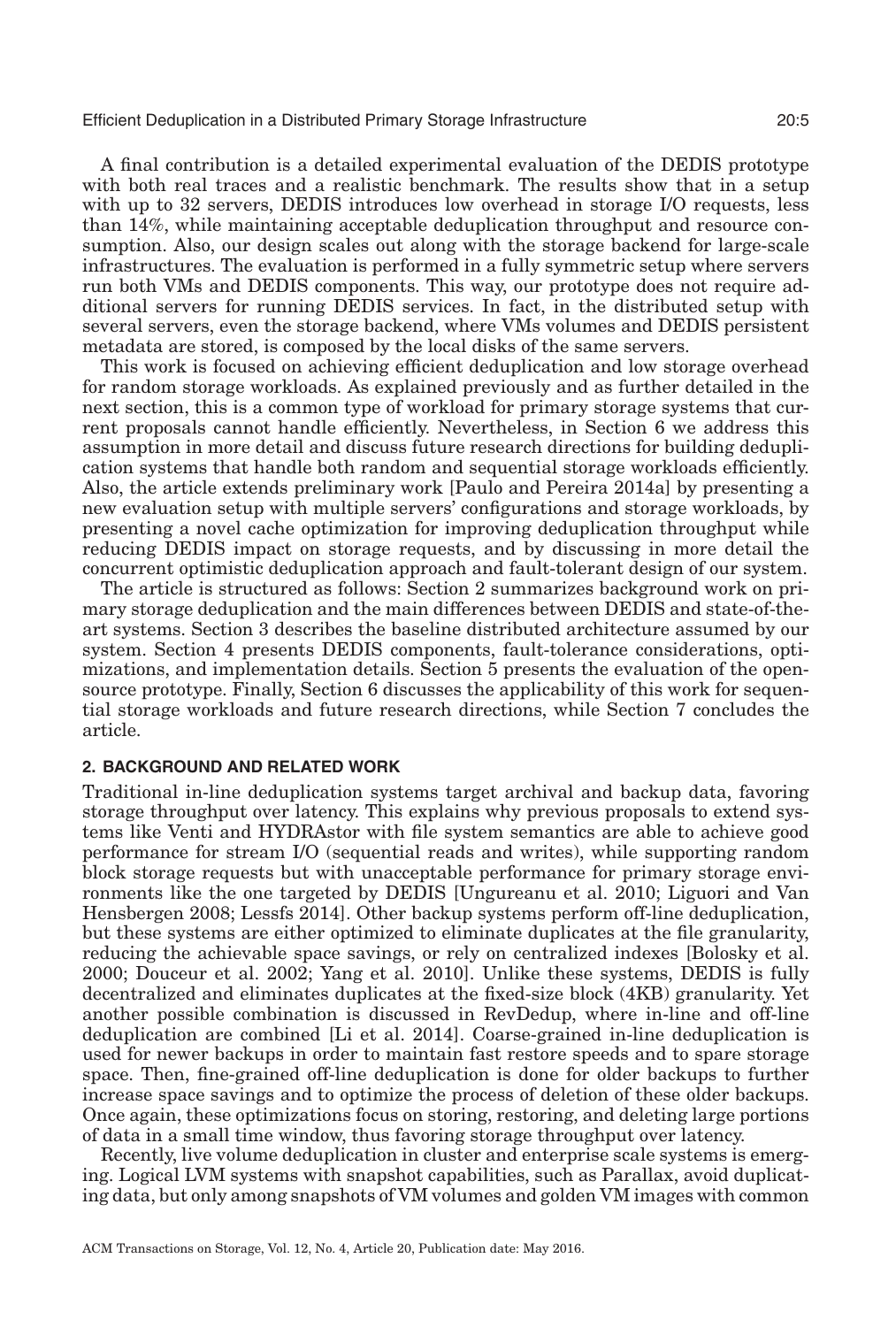A final contribution is a detailed experimental evaluation of the DEDIS prototype with both real traces and a realistic benchmark. The results show that in a setup with up to 32 servers, DEDIS introduces low overhead in storage I/O requests, less than 14%, while maintaining acceptable deduplication throughput and resource consumption. Also, our design scales out along with the storage backend for large-scale infrastructures. The evaluation is performed in a fully symmetric setup where servers run both VMs and DEDIS components. This way, our prototype does not require additional servers for running DEDIS services. In fact, in the distributed setup with several servers, even the storage backend, where VMs volumes and DEDIS persistent metadata are stored, is composed by the local disks of the same servers.

This work is focused on achieving efficient deduplication and low storage overhead for random storage workloads. As explained previously and as further detailed in the next section, this is a common type of workload for primary storage systems that current proposals cannot handle efficiently. Nevertheless, in Section 6 we address this assumption in more detail and discuss future research directions for building deduplication systems that handle both random and sequential storage workloads efficiently. Also, the article extends preliminary work [Paulo and Pereira 2014a] by presenting a new evaluation setup with multiple servers' configurations and storage workloads, by presenting a novel cache optimization for improving deduplication throughput while reducing DEDIS impact on storage requests, and by discussing in more detail the concurrent optimistic deduplication approach and fault-tolerant design of our system.

The article is structured as follows: Section 2 summarizes background work on primary storage deduplication and the main differences between DEDIS and state-of-the-art systems. Section 3 describes the baseline distributed architecture assumed by our system. Section 4 presents DEDIS components, fault-tolerance considerations, optimizations, and implementation details. Section 5 presents the evaluation of the open-source prototype. Finally, Section 6 discusses the applicability of this work for sequential storage workloads and future research directions, while Section 7 concludes the article.

## 2. BACKGROUND AND RELATED WORK

Traditional in-line deduplication systems target archival and backup data, favoring storage throughput over latency. This explains why previous proposals to extend systems like Venti and HYDRAstor with file system semantics are able to achieve good performance for stream I/O (sequential reads and writes), while supporting random block storage requests but with unacceptable performance for primary storage environments like the one targeted by DEDIS [Ungureanu et al. 2010; Liguori and Van Hensbergen 2008; Lessfs 2014]. Other backup systems perform off-line deduplication, but these systems are either optimized to eliminate duplicates at the file granularity, reducing the achievable space savings, or rely on centralized indexes [Bolosky et al. 2000; Douceur et al. 2002; Yang et al. 2010]. Unlike these systems, DEDIS is fully decentralized and eliminates duplicates at the fixed-size block (4KB) granularity. Yet another possible combination is discussed in RevDedup, where in-line and off-line deduplication are combined [Li et al. 2014]. Coarse-grained in-line deduplication is used for newer backups in order to maintain fast restore speeds and to spare storage space. Then, fine-grained off-line deduplication is done for older backups to further increase space savings and to optimize the process of deletion of these older backups. Once again, these optimizations focus on storing, restoring, and deleting large portions of data in a small time window, thus favoring storage throughput over latency.

Recently, live volume deduplication in cluster and enterprise scale systems is emerging. Logical LVM systems with snapshot capabilities, such as Parallax, avoid duplicating data, but only among snapshots of VM volumes and golden VM images with common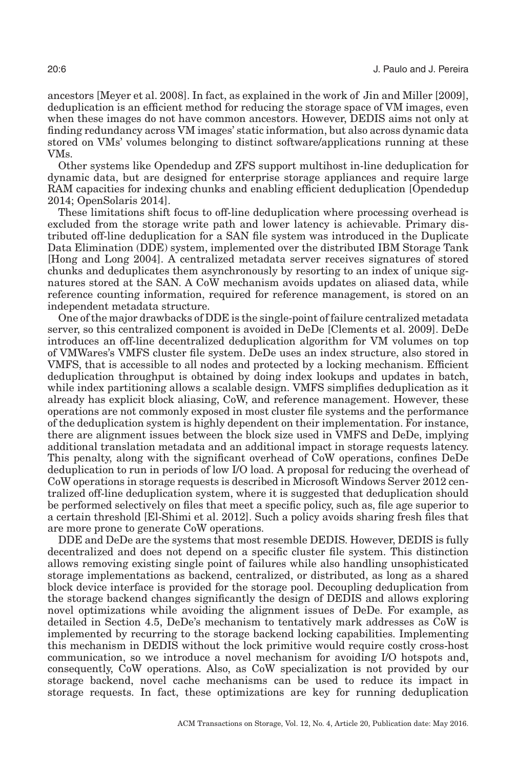ancestors [Meyer et al. 2008]. In fact, as explained in the work of Jin and Miller [2009], deduplication is an efficient method for reducing the storage space of VM images, even when these images do not have common ancestors. However, DEDIS aims not only at finding redundancy across VM images' static information, but also across dynamic data stored on VMs' volumes belonging to distinct software/applications running at these VMs.

Other systems like Opendedup and ZFS support multihost in-line deduplication for dynamic data, but are designed for enterprise storage appliances and require large RAM capacities for indexing chunks and enabling efficient deduplication [Opendedup 2014; OpenSolaris 2014].

These limitations shift focus to off-line deduplication where processing overhead is excluded from the storage write path and lower latency is achievable. Primary distributed off-line deduplication for a SAN file system was introduced in the Duplicate Data Elimination (DDE) system, implemented over the distributed IBM Storage Tank [Hong and Long 2004]. A centralized metadata server receives signatures of stored chunks and deduplicates them asynchronously by resorting to an index of unique signatures stored at the SAN. A CoW mechanism avoids updates on aliased data, while reference counting information, required for reference management, is stored on an independent metadata structure.

One of the major drawbacks of DDE is the single-point of failure centralized metadata server, so this centralized component is avoided in DeDe [Clements et al. 2009]. DeDe introduces an off-line decentralized deduplication algorithm for VM volumes on top of VMWares's VMFS cluster file system. DeDe uses an index structure, also stored in VMFS, that is accessible to all nodes and protected by a locking mechanism. Efficient deduplication throughput is obtained by doing index lookups and updates in batch, while index partitioning allows a scalable design. VMFS simplifies deduplication as it already has explicit block aliasing, CoW, and reference management. However, these operations are not commonly exposed in most cluster file systems and the performance of the deduplication system is highly dependent on their implementation. For instance, there are alignment issues between the block size used in VMFS and DeDe, implying additional translation metadata and an additional impact in storage requests latency. This penalty, along with the significant overhead of CoW operations, confines DeDe deduplication to run in periods of low I/O load. A proposal for reducing the overhead of CoW operations in storage requests is described in Microsoft Windows Server 2012 centralized off-line deduplication system, where it is suggested that deduplication should be performed selectively on files that meet a specific policy, such as, file age superior to a certain threshold [El-Shimi et al. 2012]. Such a policy avoids sharing fresh files that are more prone to generate CoW operations.

DDE and DeDe are the systems that most resemble DEDIS. However, DEDIS is fully decentralized and does not depend on a specific cluster file system. This distinction allows removing existing single point of failures while also handling unsophisticated storage implementations as backend, centralized, or distributed, as long as a shared block device interface is provided for the storage pool. Decoupling deduplication from the storage backend changes significantly the design of DEDIS and allows exploring novel optimizations while avoiding the alignment issues of DeDe. For example, as detailed in Section 4.5, DeDe's mechanism to tentatively mark addresses as CoW is implemented by recurring to the storage backend locking capabilities. Implementing this mechanism in DEDIS without the lock primitive would require costly cross-host communication, so we introduce a novel mechanism for avoiding I/O hotspots and, consequently, CoW operations. Also, as CoW specialization is not provided by our storage backend, novel cache mechanisms can be used to reduce its impact in storage requests. In fact, these optimizations are key for running deduplication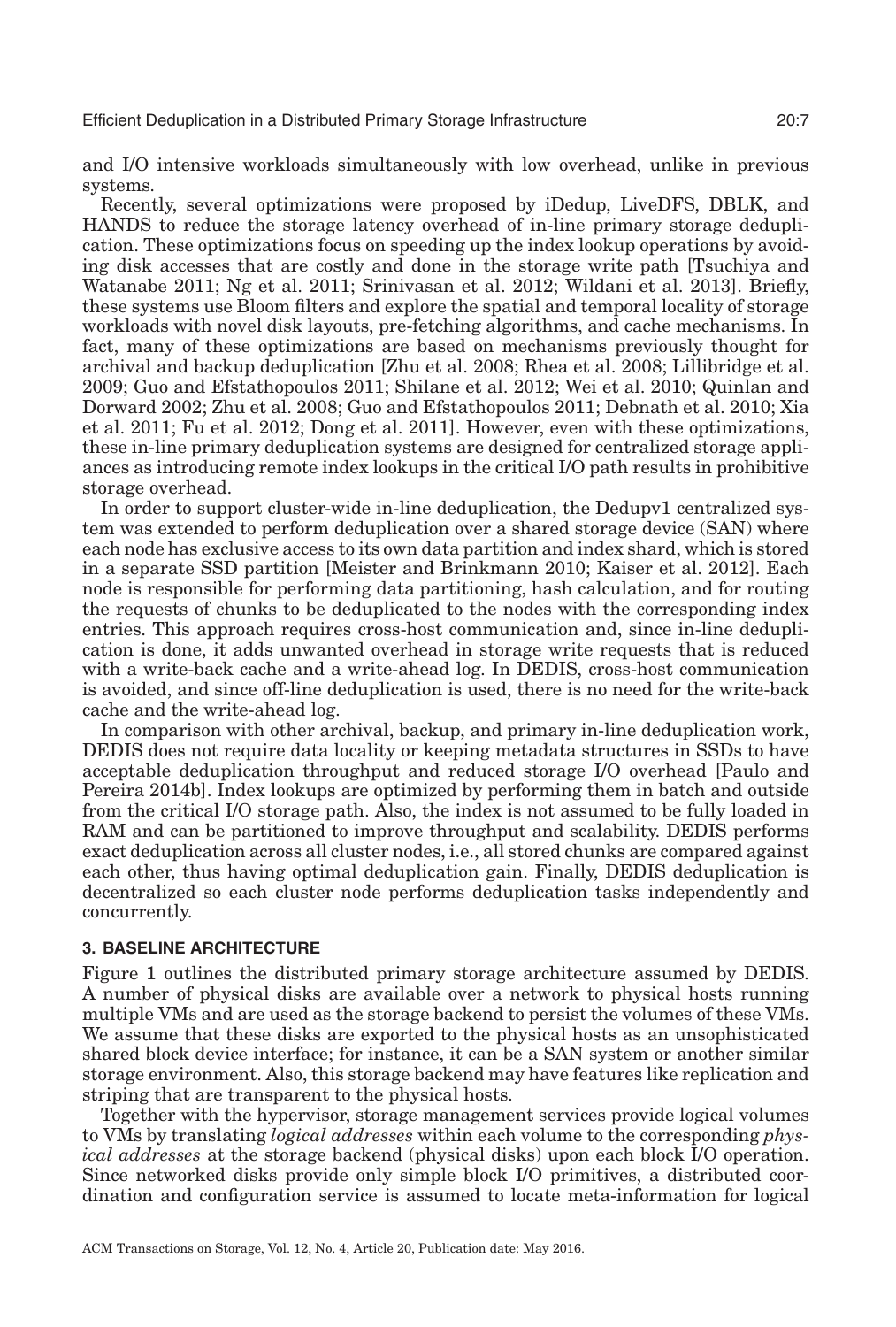and I/O intensive workloads simultaneously with low overhead, unlike in previous systems.

Recently, several optimizations were proposed by iDedup, LiveDFS, DBLK, and HANDS to reduce the storage latency overhead of in-line primary storage deduplication. These optimizations focus on speeding up the index lookup operations by avoiding disk accesses that are costly and done in the storage write path [Tsuchiya and Watanabe 2011; Ng et al. 2011; Srinivasan et al. 2012; Wildani et al. 2013]. Briefly, these systems use Bloom filters and explore the spatial and temporal locality of storage workloads with novel disk layouts, pre-fetching algorithms, and cache mechanisms. In fact, many of these optimizations are based on mechanisms previously thought for archival and backup deduplication [Zhu et al. 2008; Rhea et al. 2008; Lillibridge et al. 2009; Guo and Efstathopoulos 2011; Shilane et al. 2012; Wei et al. 2010; Quinlan and Dorward 2002; Zhu et al. 2008; Guo and Efstathopoulos 2011; Debnath et al. 2010; Xia et al. 2011; Fu et al. 2012; Dong et al. 2011]. However, even with these optimizations, these in-line primary deduplication systems are designed for centralized storage appliances as introducing remote index lookups in the critical I/O path results in prohibitive storage overhead.

In order to support cluster-wide in-line deduplication, the Dedupv1 centralized system was extended to perform deduplication over a shared storage device (SAN) where each node has exclusive access to its own data partition and index shard, which is stored in a separate SSD partition [Meister and Brinkmann 2010; Kaiser et al. 2012]. Each node is responsible for performing data partitioning, hash calculation, and for routing the requests of chunks to be deduplicated to the nodes with the corresponding index entries. This approach requires cross-host communication and, since in-line deduplication is done, it adds unwanted overhead in storage write requests that is reduced with a write-back cache and a write-ahead log. In DEDIS, cross-host communication is avoided, and since off-line deduplication is used, there is no need for the write-back cache and the write-ahead log.

In comparison with other archival, backup, and primary in-line deduplication work, DEDIS does not require data locality or keeping metadata structures in SSDs to have acceptable deduplication throughput and reduced storage I/O overhead [Paulo and Pereira 2014b]. Index lookups are optimized by performing them in batch and outside from the critical I/O storage path. Also, the index is not assumed to be fully loaded in RAM and can be partitioned to improve throughput and scalability. DEDIS performs exact deduplication across all cluster nodes, i.e., all stored chunks are compared against each other, thus having optimal deduplication gain. Finally, DEDIS deduplication is decentralized so each cluster node performs deduplication tasks independently and concurrently.

## 3. BASELINE ARCHITECTURE

Figure 1 outlines the distributed primary storage architecture assumed by DEDIS. A number of physical disks are available over a network to physical hosts running multiple VMs and are used as the storage backend to persist the volumes of these VMs. We assume that these disks are exported to the physical hosts as an unsophisticated shared block device interface; for instance, it can be a SAN system or another similar storage environment. Also, this storage backend may have features like replication and striping that are transparent to the physical hosts.

Together with the hypervisor, storage management services provide logical volumes to VMs by translating *logical addresses* within each volume to the corresponding *physical addresses* at the storage backend (physical disks) upon each block I/O operation. Since networked disks provide only simple block I/O primitives, a distributed coordination and configuration service is assumed to locate meta-information for logical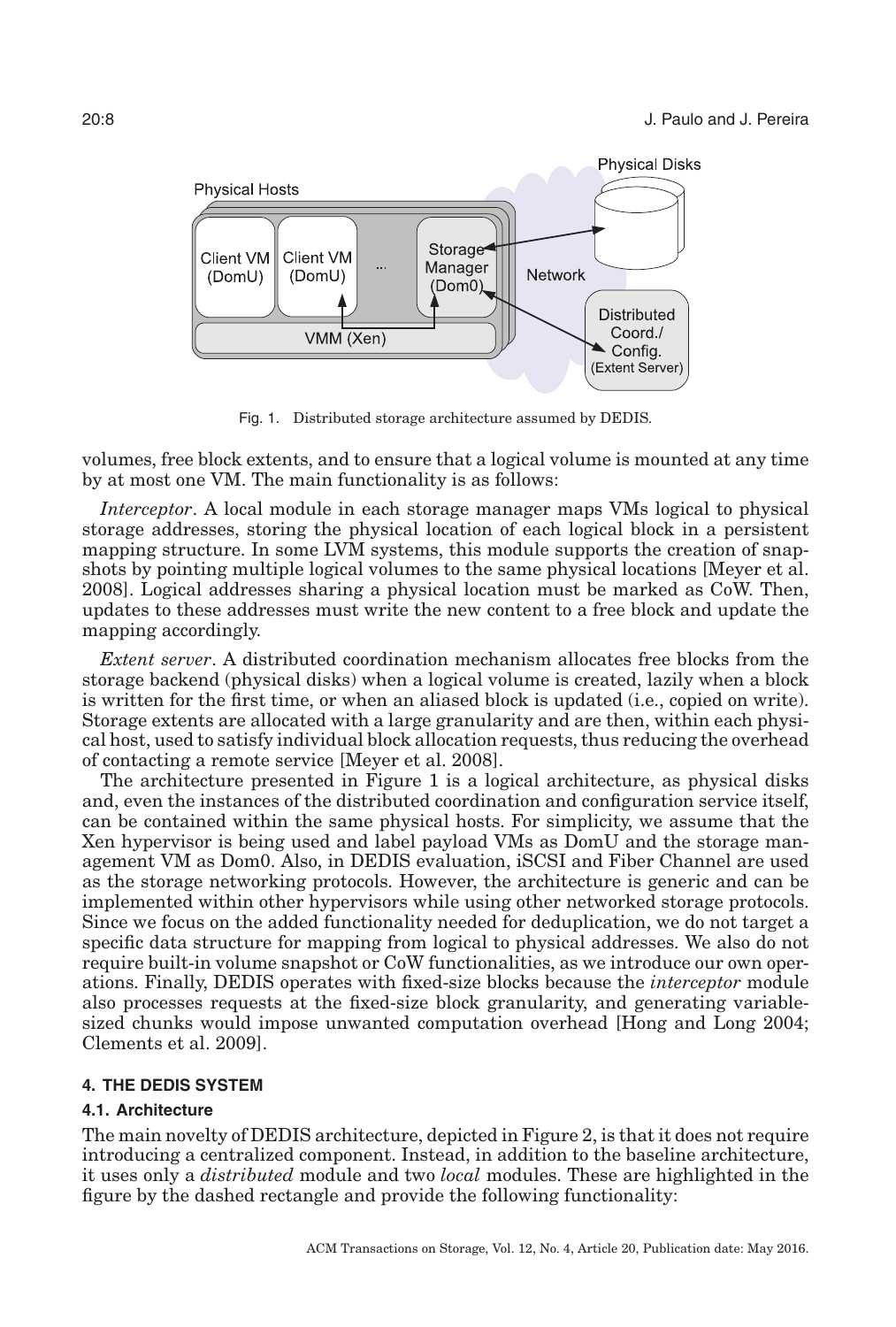Fig. 1. Distributed storage architecture assumed by DEDIS.

volumes, free block extents, and to ensure that a logical volume is mounted at any time by at most one VM. The main functionality is as follows:

*Interceptor*. A local module in each storage manager maps VMs logical to physical storage addresses, storing the physical location of each logical block in a persistent mapping structure. In some LVM systems, this module supports the creation of snapshots by pointing multiple logical volumes to the same physical locations [Meyer et al. 2008]. Logical addresses sharing a physical location must be marked as CoW. Then, updates to these addresses must write the new content to a free block and update the mapping accordingly.

*Extent server*. A distributed coordination mechanism allocates free blocks from the storage backend (physical disks) when a logical volume is created, lazily when a block is written for the first time, or when an aliased block is updated (i.e., copied on write). Storage extents are allocated with a large granularity and are then, within each physical host, used to satisfy individual block allocation requests, thus reducing the overhead of contacting a remote service [Meyer et al. 2008].

The architecture presented in Figure 1 is a logical architecture, as physical disks and, even the instances of the distributed coordination and configuration service itself, can be contained within the same physical hosts. For simplicity, we assume that the Xen hypervisor is being used and label payload VMs as DomU and the storage management VM as Dom0. Also, in DEDIS evaluation, iSCSI and Fiber Channel are used as the storage networking protocols. However, the architecture is generic and can be implemented within other hypervisors while using other networked storage protocols. Since we focus on the added functionality needed for deduplication, we do not target a specific data structure for mapping from logical to physical addresses. We also do not require built-in volume snapshot or CoW functionalities, as we introduce our own operations. Finally, DEDIS operates with fixed-size blocks because the *interceptor* module also processes requests at the fixed-size block granularity, and generating variable-sized chunks would impose unwanted computation overhead [Hong and Long 2004; Clements et al. 2009].

## 4. THE DEDIS SYSTEM

### 4.1. Architecture

The main novelty of DEDIS architecture, depicted in Figure 2, is that it does not require introducing a centralized component. Instead, in addition to the baseline architecture, it uses only a *distributed* module and two *local* modules. These are highlighted in the figure by the dashed rectangle and provide the following functionality: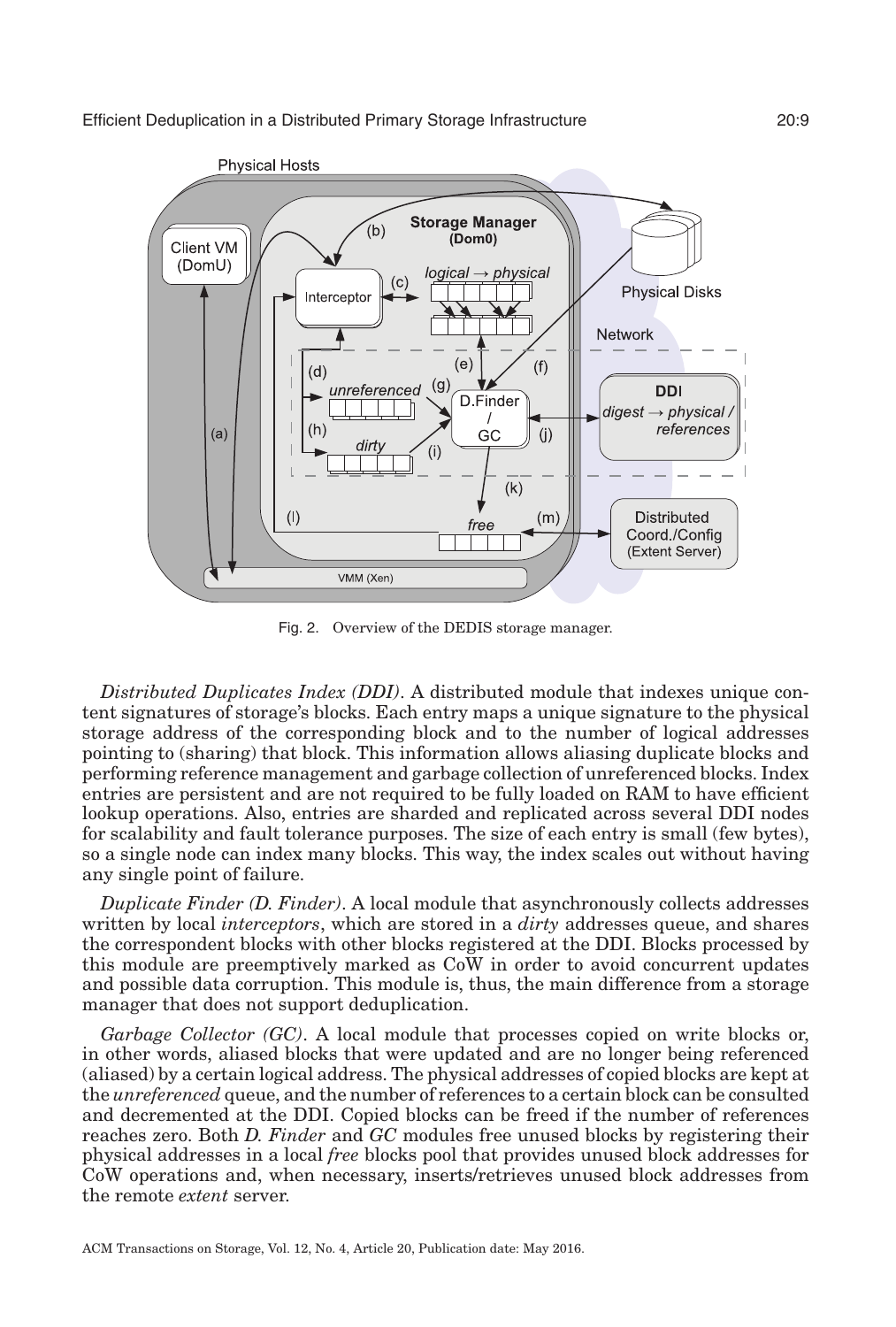Fig. 2. Overview of the DEDIS storage manager.

*Distributed Duplicates Index (DDI)*. A distributed module that indexes unique content signatures of storage's blocks. Each entry maps a unique signature to the physical storage address of the corresponding block and to the number of logical addresses pointing to (sharing) that block. This information allows aliasing duplicate blocks and performing reference management and garbage collection of unreferenced blocks. Index entries are persistent and are not required to be fully loaded on RAM to have efficient lookup operations. Also, entries are sharded and replicated across several DDI nodes for scalability and fault tolerance purposes. The size of each entry is small (few bytes), so a single node can index many blocks. This way, the index scales out without having any single point of failure.

*Duplicate Finder (D. Finder)*. A local module that asynchronously collects addresses written by local *interceptors*, which are stored in a *dirty* addresses queue, and shares the correspondent blocks with other blocks registered at the DDI. Blocks processed by this module are preemptively marked as CoW in order to avoid concurrent updates and possible data corruption. This module is, thus, the main difference from a storage manager that does not support deduplication.

*Garbage Collector (GC)*. A local module that processes copied on write blocks or, in other words, aliased blocks that were updated and are no longer being referenced (aliased) by a certain logical address. The physical addresses of copied blocks are kept at the *unreferenced* queue, and the number of references to a certain block can be consulted and decremented at the DDI. Copied blocks can be freed if the number of references reaches zero. Both *D. Finder* and *GC* modules free unused blocks by registering their physical addresses in a local *free* blocks pool that provides unused block addresses for CoW operations and, when necessary, inserts/retrieves unused block addresses from the remote *extent* server.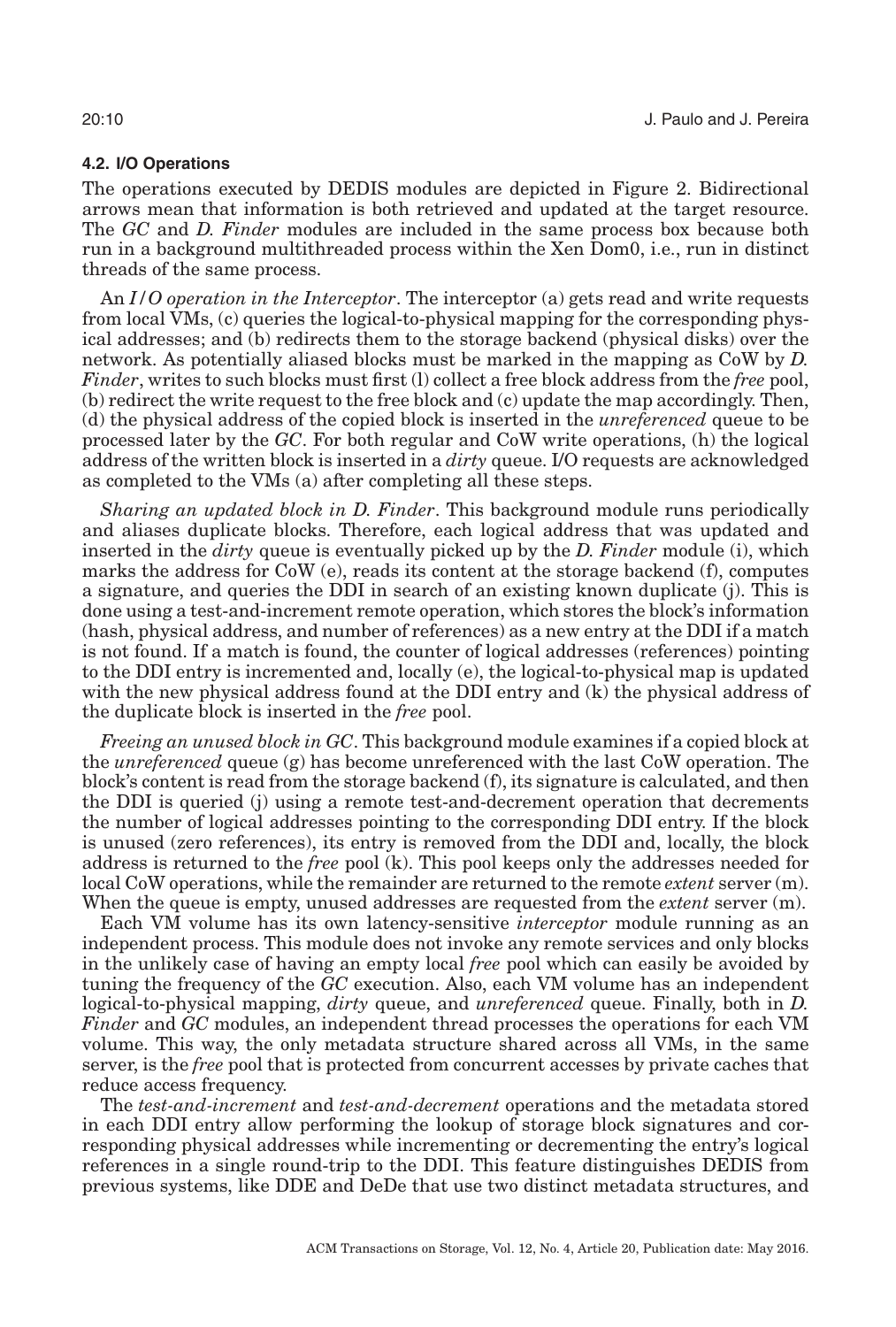### 4.2. I/O Operations

The operations executed by DEDIS modules are depicted in Figure 2. Bidirectional arrows mean that information is both retrieved and updated at the target resource. The *GC* and *D. Finder* modules are included in the same process box because both run in a background multithreaded process within the Xen Dom0, i.e., run in distinct threads of the same process.

*An I/O operation in the Interceptor*. The interceptor (a) gets read and write requests from local VMs, (c) queries the logical-to-physical mapping for the corresponding physical addresses; and (b) redirects them to the storage backend (physical disks) over the network. As potentially aliased blocks must be marked in the mapping as CoW by *D. Finder*, writes to such blocks must first (l) collect a free block address from the *free* pool, (b) redirect the write request to the free block and (c) update the map accordingly. Then, (d) the physical address of the copied block is inserted in the *unreferenced* queue to be processed later by the *GC*. For both regular and CoW write operations, (h) the logical address of the written block is inserted in a *dirty* queue. I/O requests are acknowledged as completed to the VMs (a) after completing all these steps.

*Sharing an updated block in D. Finder*. This background module runs periodically and aliases duplicate blocks. Therefore, each logical address that was updated and inserted in the *dirty* queue is eventually picked up by the *D. Finder* module (i), which marks the address for CoW (e), reads its content at the storage backend (f), computes a signature, and queries the DDI in search of an existing known duplicate (j). This is done using a test-and-increment remote operation, which stores the block's information (hash, physical address, and number of references) as a new entry at the DDI if a match is not found. If a match is found, the counter of logical addresses (references) pointing to the DDI entry is incremented and, locally (e), the logical-to-physical map is updated with the new physical address found at the DDI entry and (k) the physical address of the duplicate block is inserted in the *free* pool.

*Freeing an unused block in GC*. This background module examines if a copied block at the *unreferenced* queue (g) has become unreferenced with the last CoW operation. The block's content is read from the storage backend (f), its signature is calculated, and then the DDI is queried (j) using a remote test-and-decrement operation that decrements the number of logical addresses pointing to the corresponding DDI entry. If the block is unused (zero references), its entry is removed from the DDI and, locally, the block address is returned to the *free* pool (k). This pool keeps only the addresses needed for local CoW operations, while the remainder are returned to the remote *extent* server (m). When the queue is empty, unused addresses are requested from the *extent* server (m).

Each VM volume has its own latency-sensitive *interceptor* module running as an independent process. This module does not invoke any remote services and only blocks in the unlikely case of having an empty local *free* pool which can easily be avoided by tuning the frequency of the *GC* execution. Also, each VM volume has an independent logical-to-physical mapping, *dirty* queue, and *unreferenced* queue. Finally, both in *D. Finder* and *GC* modules, an independent thread processes the operations for each VM volume. This way, the only metadata structure shared across all VMs, in the same server, is the *free* pool that is protected from concurrent accesses by private caches that reduce access frequency.

The *test-and-increment* and *test-and-decrement* operations and the metadata stored in each DDI entry allow performing the lookup of storage block signatures and corresponding physical addresses while incrementing or decrementing the entry's logical references in a single round-trip to the DDI. This feature distinguishes DEDIS from previous systems, like DDE and DeDe that use two distinct metadata structures, and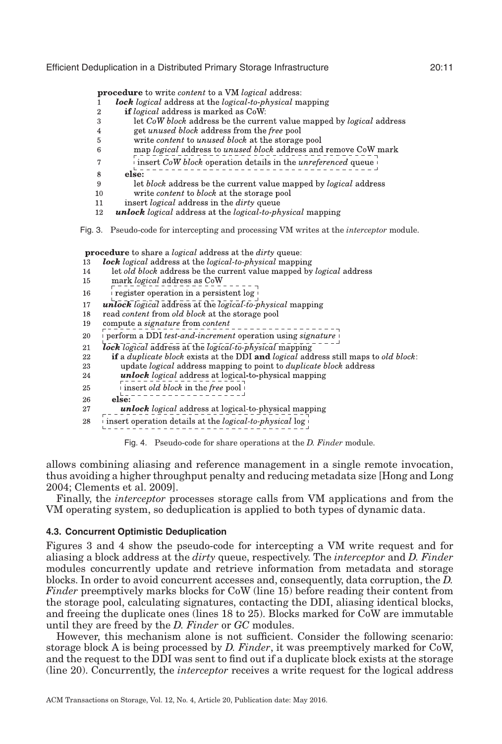```
procedure to write content to a VM logical address:
1   lock logical address at the logical-to-physical mapping
2     if logical address is marked as CoW:
3       let CoW block address be the current value mapped by logical address
4       get unused block address from the free pool
5       write content to unused block at the storage pool
6       map logical address to unused block address and remove CoW mark
7       insert CoW block operation details in the unreferenced queue
8     else:
9       let block address be the current value mapped by logical address
10      write content to block at the storage pool
11    insert logical address in the dirty queue
12  unlock logical address at the logical-to-physical mapping
```

Fig. 3. Pseudo-code for intercepting and processing VM writes at the *interceptor* module.

```
procedure to share a logical address at the dirty queue:
13  lock logical address at the logical-to-physical mapping
14    let old block address be the current value mapped by logical address
15    mark logical address as CoW
16    register operation in a persistent log
17  unlock logical address at the logical-to-physical mapping
18  read content from old block at the storage pool
19  compute a signature from content
20  perform a DDI test-and-increment operation using signature
21  lock logical address at the logical-to-physical mapping
22    if a duplicate block exists at the DDI and logical address still maps to old block:
23      update logical address mapping to point to duplicate block address
24      unlock logical address at logical-to-physical mapping
25      insert old block in the free pool
26    else:
27      unlock logical address at logical-to-physical mapping
28  insert operation details at the logical-to-physical log
```

Fig. 4. Pseudo-code for share operations at the *D. Finder* module.

allows combining aliasing and reference management in a single remote invocation, thus avoiding a higher throughput penalty and reducing metadata size [Hong and Long 2004; Clements et al. 2009].

Finally, the *interceptor* processes storage calls from VM applications and from the VM operating system, so deduplication is applied to both types of dynamic data.

### 4.3. Concurrent Optimistic Deduplication

Figures 3 and 4 show the pseudo-code for intercepting a VM write request and for aliasing a block address at the *dirty* queue, respectively. The *interceptor* and *D. Finder* modules concurrently update and retrieve information from metadata and storage blocks. In order to avoid concurrent accesses and, consequently, data corruption, the *D. Finder* preemptively marks blocks for CoW (line 15) before reading their content from the storage pool, calculating signatures, contacting the DDI, aliasing identical blocks, and freeing the duplicate ones (lines 18 to 25). Blocks marked for CoW are immutable until they are freed by the *D. Finder* or *GC* modules.

However, this mechanism alone is not sufficient. Consider the following scenario: storage block A is being processed by *D. Finder*, it was preemptively marked for CoW, and the request to the DDI was sent to find out if a duplicate block exists at the storage (line 20). Concurrently, the *interceptor* receives a write request for the logical address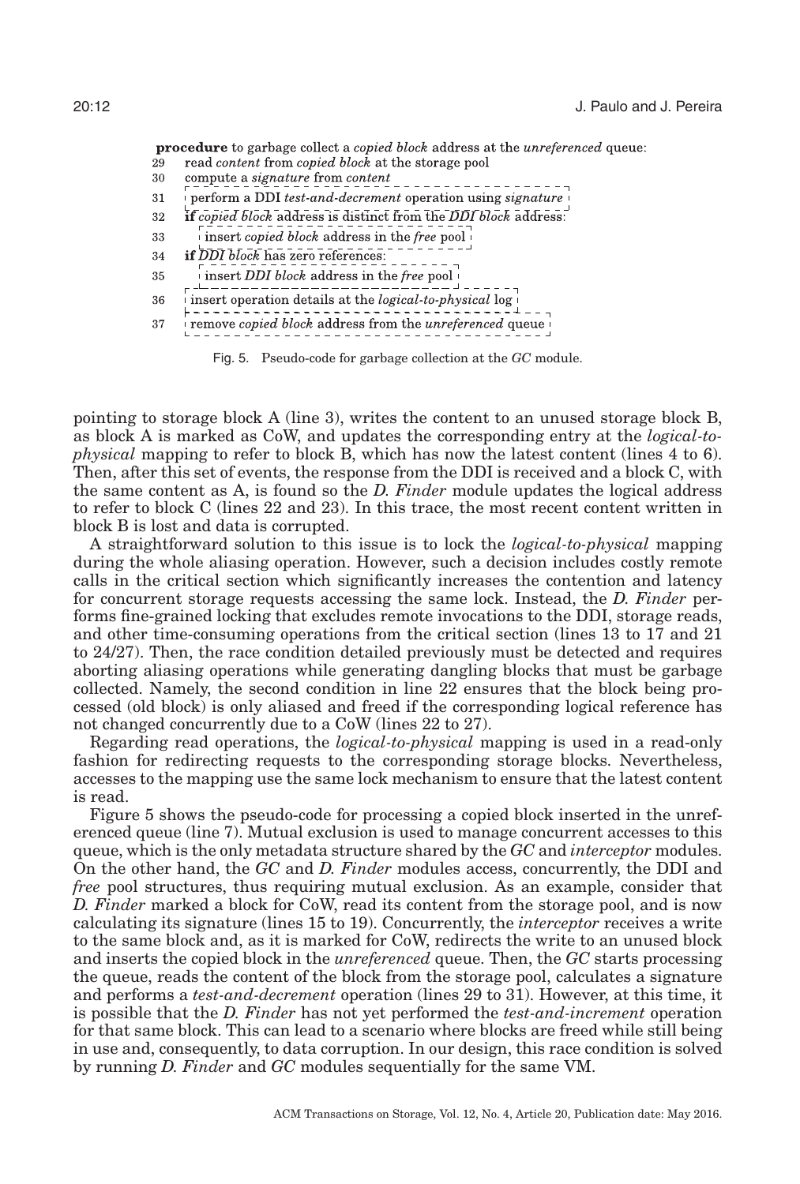```
procedure to garbage collect a copied block address at the unreferenced queue:
29   read content from copied block at the storage pool
30   compute a signature from content
31   perform a DDI test-and-decrement operation using signature
32   if copied block address is distinct from the DDI block address:
33       insert copied block address in the free pool
34   if DDI block has zero references:
35       insert DDI block address in the free pool
36   insert operation details at the logical-to-physical log
37   remove copied block address from the unreferenced queue
```

Fig. 5. Pseudo-code for garbage collection at the *GC* module.

pointing to storage block A (line 3), writes the content to an unused storage block B, as block A is marked as CoW, and updates the corresponding entry at the *logical-to-physical* mapping to refer to block B, which has now the latest content (lines 4 to 6). Then, after this set of events, the response from the DDI is received and a block C, with the same content as A, is found so the *D. Finder* module updates the logical address to refer to block C (lines 22 and 23). In this trace, the most recent content written in block B is lost and data is corrupted.

A straightforward solution to this issue is to lock the *logical-to-physical* mapping during the whole aliasing operation. However, such a decision includes costly remote calls in the critical section which significantly increases the contention and latency for concurrent storage requests accessing the same lock. Instead, the *D. Finder* performs fine-grained locking that excludes remote invocations to the DDI, storage reads, and other time-consuming operations from the critical section (lines 13 to 17 and 21 to 24/27). Then, the race condition detailed previously must be detected and requires aborting aliasing operations while generating dangling blocks that must be garbage collected. Namely, the second condition in line 22 ensures that the block being processed (old block) is only aliased and freed if the corresponding logical reference has not changed concurrently due to a CoW (lines 22 to 27).

Regarding read operations, the *logical-to-physical* mapping is used in a read-only fashion for redirecting requests to the corresponding storage blocks. Nevertheless, accesses to the mapping use the same lock mechanism to ensure that the latest content is read.

Figure 5 shows the pseudo-code for processing a copied block inserted in the unreferenced queue (line 7). Mutual exclusion is used to manage concurrent accesses to this queue, which is the only metadata structure shared by the *GC* and *interceptor* modules. On the other hand, the *GC* and *D. Finder* modules access, concurrently, the DDI and *free* pool structures, thus requiring mutual exclusion. As an example, consider that *D. Finder* marked a block for CoW, read its content from the storage pool, and is now calculating its signature (lines 15 to 19). Concurrently, the *interceptor* receives a write to the same block and, as it is marked for CoW, redirects the write to an unused block and inserts the copied block in the *unreferenced* queue. Then, the *GC* starts processing the queue, reads the content of the block from the storage pool, calculates a signature and performs a *test-and-decrement* operation (lines 29 to 31). However, at this time, it is possible that the *D. Finder* has not yet performed the *test-and-increment* operation for that same block. This can lead to a scenario where blocks are freed while still being in use and, consequently, to data corruption. In our design, this race condition is solved by running *D. Finder* and *GC* modules sequentially for the same VM.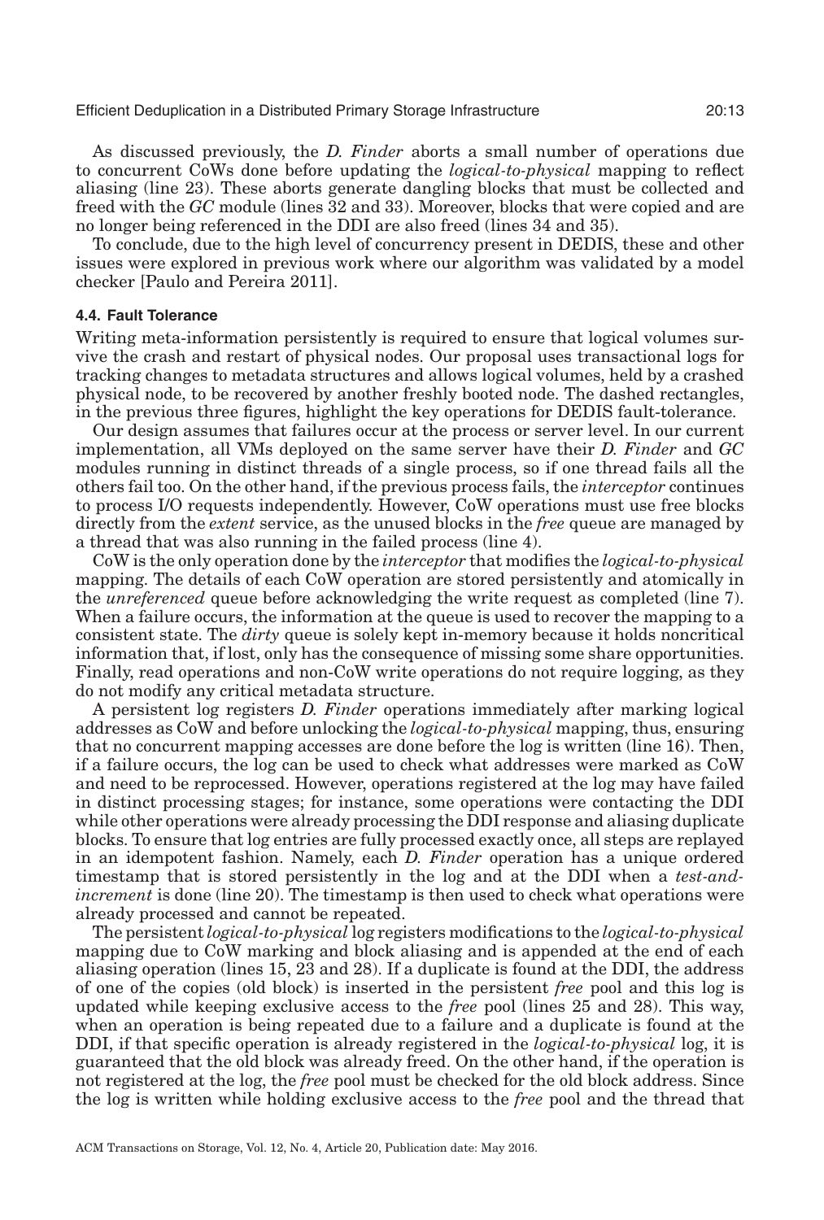As discussed previously, the *D. Finder* aborts a small number of operations due to concurrent CoWs done before updating the *logical-to-physical* mapping to reflect aliasing (line 23). These aborts generate dangling blocks that must be collected and freed with the *GC* module (lines 32 and 33). Moreover, blocks that were copied and are no longer being referenced in the DDI are also freed (lines 34 and 35).

To conclude, due to the high level of concurrency present in DEDIS, these and other issues were explored in previous work where our algorithm was validated by a model checker [Paulo and Pereira 2011].

### 4.4. Fault Tolerance

Writing meta-information persistently is required to ensure that logical volumes survive the crash and restart of physical nodes. Our proposal uses transactional logs for tracking changes to metadata structures and allows logical volumes, held by a crashed physical node, to be recovered by another freshly booted node. The dashed rectangles, in the previous three figures, highlight the key operations for DEDIS fault-tolerance.

Our design assumes that failures occur at the process or server level. In our current implementation, all VMs deployed on the same server have their *D. Finder* and *GC* modules running in distinct threads of a single process, so if one thread fails all the others fail too. On the other hand, if the previous process fails, the *interceptor* continues to process I/O requests independently. However, CoW operations must use free blocks directly from the *extent* service, as the unused blocks in the *free* queue are managed by a thread that was also running in the failed process (line 4).

CoW is the only operation done by the *interceptor* that modifies the *logical-to-physical* mapping. The details of each CoW operation are stored persistently and atomically in the *unreferenced* queue before acknowledging the write request as completed (line 7). When a failure occurs, the information at the queue is used to recover the mapping to a consistent state. The *dirty* queue is solely kept in-memory because it holds noncritical information that, if lost, only has the consequence of missing some share opportunities. Finally, read operations and non-CoW write operations do not require logging, as they do not modify any critical metadata structure.

A persistent log registers *D. Finder* operations immediately after marking logical addresses as CoW and before unlocking the *logical-to-physical* mapping, thus, ensuring that no concurrent mapping accesses are done before the log is written (line 16). Then, if a failure occurs, the log can be used to check what addresses were marked as CoW and need to be reprocessed. However, operations registered at the log may have failed in distinct processing stages; for instance, some operations were contacting the DDI while other operations were already processing the DDI response and aliasing duplicate blocks. To ensure that log entries are fully processed exactly once, all steps are replayed in an idempotent fashion. Namely, each *D. Finder* operation has a unique ordered timestamp that is stored persistently in the log and at the DDI when a *test-and-increment* is done (line 20). The timestamp is then used to check what operations were already processed and cannot be repeated.

The persistent *logical-to-physical* log registers modifications to the *logical-to-physical* mapping due to CoW marking and block aliasing and is appended at the end of each aliasing operation (lines 15, 23 and 28). If a duplicate is found at the DDI, the address of one of the copies (old block) is inserted in the persistent *free* pool and this log is updated while keeping exclusive access to the *free* pool (lines 25 and 28). This way, when an operation is being repeated due to a failure and a duplicate is found at the DDI, if that specific operation is already registered in the *logical-to-physical* log, it is guaranteed that the old block was already freed. On the other hand, if the operation is not registered at the log, the *free* pool must be checked for the old block address. Since the log is written while holding exclusive access to the *free* pool and the thread that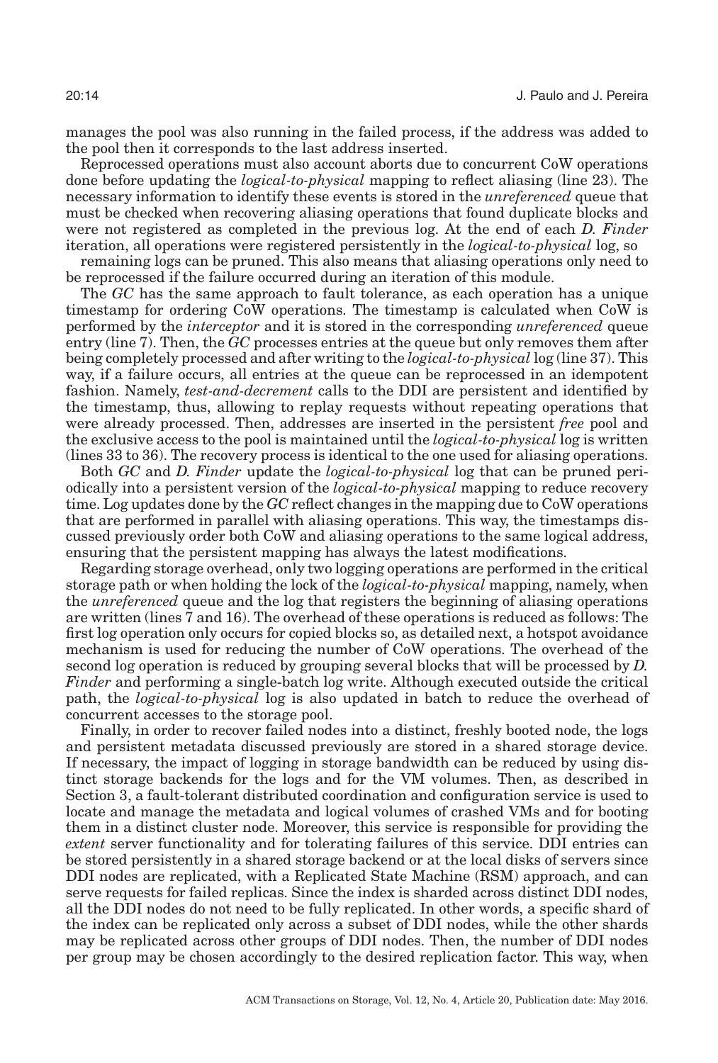manages the pool was also running in the failed process, if the address was added to the pool then it corresponds to the last address inserted.

Reprocessed operations must also account aborts due to concurrent CoW operations done before updating the *logical-to-physical* mapping to reflect aliasing (line 23). The necessary information to identify these events is stored in the *unreferenced* queue that must be checked when recovering aliasing operations that found duplicate blocks and were not registered as completed in the previous log. At the end of each *D. Finder* iteration, all operations were registered persistently in the *logical-to-physical* log, so remaining logs can be pruned. This also means that aliasing operations only need to be reprocessed if the failure occurred during an iteration of this module.

The *GC* has the same approach to fault tolerance, as each operation has a unique timestamp for ordering CoW operations. The timestamp is calculated when CoW is performed by the *interceptor* and it is stored in the corresponding *unreferenced* queue entry (line 7). Then, the *GC* processes entries at the queue but only removes them after being completely processed and after writing to the *logical-to-physical* log (line 37). This way, if a failure occurs, all entries at the queue can be reprocessed in an idempotent fashion. Namely, *test-and-decrement* calls to the DDI are persistent and identified by the timestamp, thus, allowing to replay requests without repeating operations that were already processed. Then, addresses are inserted in the persistent *free* pool and the exclusive access to the pool is maintained until the *logical-to-physical* log is written (lines 33 to 36). The recovery process is identical to the one used for aliasing operations.

Both *GC* and *D. Finder* update the *logical-to-physical* log that can be pruned periodically into a persistent version of the *logical-to-physical* mapping to reduce recovery time. Log updates done by the *GC* reflect changes in the mapping due to CoW operations that are performed in parallel with aliasing operations. This way, the timestamps discussed previously order both CoW and aliasing operations to the same logical address, ensuring that the persistent mapping has always the latest modifications.

Regarding storage overhead, only two logging operations are performed in the critical storage path or when holding the lock of the *logical-to-physical* mapping, namely, when the *unreferenced* queue and the log that registers the beginning of aliasing operations are written (lines 7 and 16). The overhead of these operations is reduced as follows: The first log operation only occurs for copied blocks so, as detailed next, a hotspot avoidance mechanism is used for reducing the number of CoW operations. The overhead of the second log operation is reduced by grouping several blocks that will be processed by *D. Finder* and performing a single-batch log write. Although executed outside the critical path, the *logical-to-physical* log is also updated in batch to reduce the overhead of concurrent accesses to the storage pool.

Finally, in order to recover failed nodes into a distinct, freshly booted node, the logs and persistent metadata discussed previously are stored in a shared storage device. If necessary, the impact of logging in storage bandwidth can be reduced by using distinct storage backends for the logs and for the VM volumes. Then, as described in Section 3, a fault-tolerant distributed coordination and configuration service is used to locate and manage the metadata and logical volumes of crashed VMs and for booting them in a distinct cluster node. Moreover, this service is responsible for providing the *extent* server functionality and for tolerating failures of this service. DDI entries can be stored persistently in a shared storage backend or at the local disks of servers since DDI nodes are replicated, with a Replicated State Machine (RSM) approach, and can serve requests for failed replicas. Since the index is sharded across distinct DDI nodes, all the DDI nodes do not need to be fully replicated. In other words, a specific shard of the index can be replicated only across a subset of DDI nodes, while the other shards may be replicated across other groups of DDI nodes. Then, the number of DDI nodes per group may be chosen accordingly to the desired replication factor. This way, when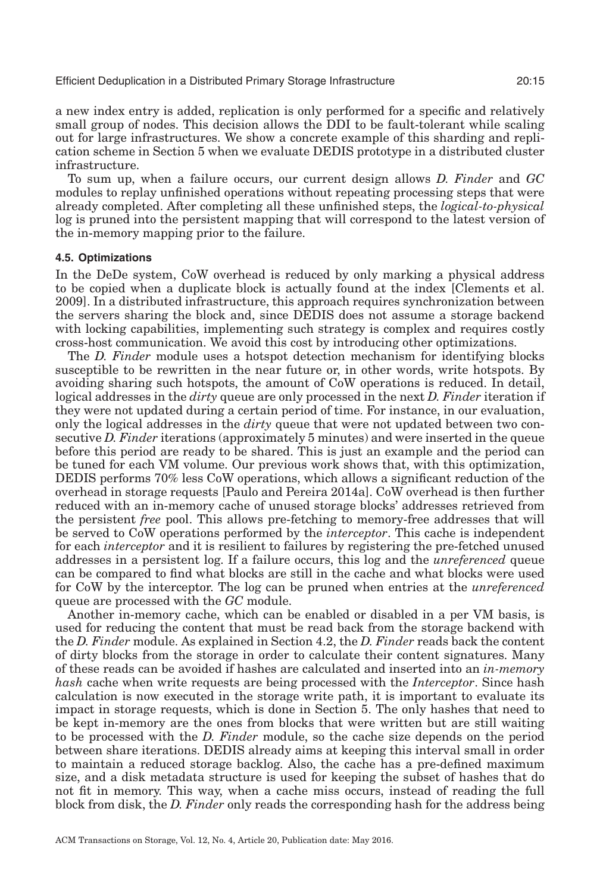a new index entry is added, replication is only performed for a specific and relatively small group of nodes. This decision allows the DDI to be fault-tolerant while scaling out for large infrastructures. We show a concrete example of this sharding and replication scheme in Section 5 when we evaluate DEDIS prototype in a distributed cluster infrastructure.

To sum up, when a failure occurs, our current design allows *D. Finder* and *GC* modules to replay unfinished operations without repeating processing steps that were already completed. After completing all these unfinished steps, the *logical-to-physical* log is pruned into the persistent mapping that will correspond to the latest version of the in-memory mapping prior to the failure.

### 4.5. Optimizations

In the DeDe system, CoW overhead is reduced by only marking a physical address to be copied when a duplicate block is actually found at the index [Clements et al. 2009]. In a distributed infrastructure, this approach requires synchronization between the servers sharing the block and, since DEDIS does not assume a storage backend with locking capabilities, implementing such strategy is complex and requires costly cross-host communication. We avoid this cost by introducing other optimizations.

The *D. Finder* module uses a hotspot detection mechanism for identifying blocks susceptible to be rewritten in the near future or, in other words, write hotspots. By avoiding sharing such hotspots, the amount of CoW operations is reduced. In detail, logical addresses in the *dirty* queue are only processed in the next *D. Finder* iteration if they were not updated during a certain period of time. For instance, in our evaluation, only the logical addresses in the *dirty* queue that were not updated between two consecutive *D. Finder* iterations (approximately 5 minutes) and were inserted in the queue before this period are ready to be shared. This is just an example and the period can be tuned for each VM volume. Our previous work shows that, with this optimization, DEDIS performs 70% less CoW operations, which allows a significant reduction of the overhead in storage requests [Paulo and Pereira 2014a]. CoW overhead is then further reduced with an in-memory cache of unused storage blocks' addresses retrieved from the persistent *free* pool. This allows pre-fetching to memory-free addresses that will be served to CoW operations performed by the *interceptor*. This cache is independent for each *interceptor* and it is resilient to failures by registering the pre-fetched unused addresses in a persistent log. If a failure occurs, this log and the *unreferenced* queue can be compared to find what blocks are still in the cache and what blocks were used for CoW by the interceptor. The log can be pruned when entries at the *unreferenced* queue are processed with the *GC* module.

Another in-memory cache, which can be enabled or disabled in a per VM basis, is used for reducing the content that must be read back from the storage backend with the *D. Finder* module. As explained in Section 4.2, the *D. Finder* reads back the content of dirty blocks from the storage in order to calculate their content signatures. Many of these reads can be avoided if hashes are calculated and inserted into an *in-memory hash* cache when write requests are being processed with the *Interceptor*. Since hash calculation is now executed in the storage write path, it is important to evaluate its impact in storage requests, which is done in Section 5. The only hashes that need to be kept in-memory are the ones from blocks that were written but are still waiting to be processed with the *D. Finder* module, so the cache size depends on the period between share iterations. DEDIS already aims at keeping this interval small in order to maintain a reduced storage backlog. Also, the cache has a pre-defined maximum size, and a disk metadata structure is used for keeping the subset of hashes that do not fit in memory. This way, when a cache miss occurs, instead of reading the full block from disk, the *D. Finder* only reads the corresponding hash for the address being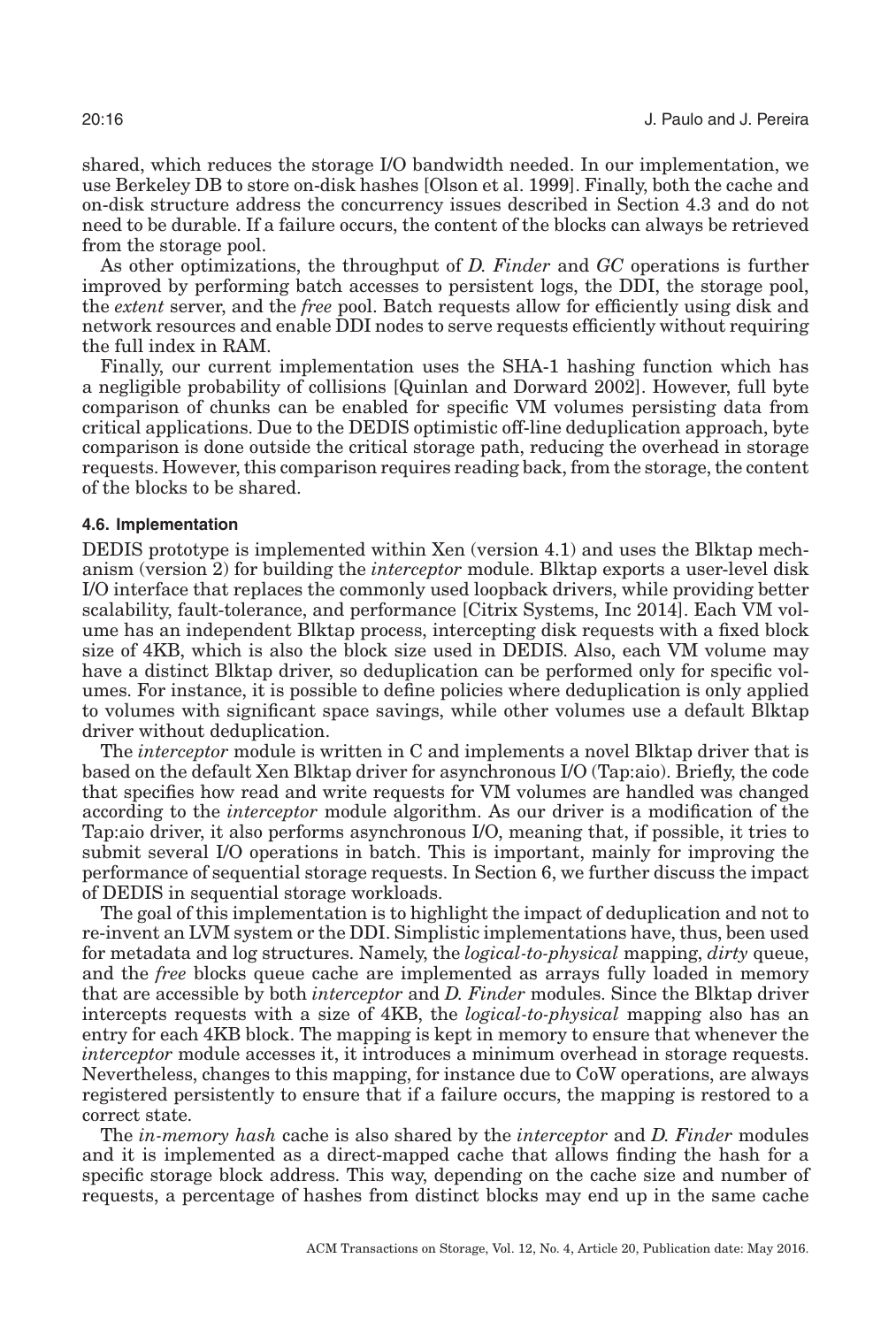shared, which reduces the storage I/O bandwidth needed. In our implementation, we use Berkeley DB to store on-disk hashes [Olson et al. 1999]. Finally, both the cache and on-disk structure address the concurrency issues described in Section 4.3 and do not need to be durable. If a failure occurs, the content of the blocks can always be retrieved from the storage pool.

As other optimizations, the throughput of *D. Finder* and *GC* operations is further improved by performing batch accesses to persistent logs, the DDI, the storage pool, the *extent* server, and the *free* pool. Batch requests allow for efficiently using disk and network resources and enable DDI nodes to serve requests efficiently without requiring the full index in RAM.

Finally, our current implementation uses the SHA-1 hashing function which has a negligible probability of collisions [Quinlan and Dorward 2002]. However, full byte comparison of chunks can be enabled for specific VM volumes persisting data from critical applications. Due to the DEDIS optimistic off-line deduplication approach, byte comparison is done outside the critical storage path, reducing the overhead in storage requests. However, this comparison requires reading back, from the storage, the content of the blocks to be shared.

#### 4.6. Implementation

DEDIS prototype is implemented within Xen (version 4.1) and uses the Blktap mechanism (version 2) for building the *interceptor* module. Blktap exports a user-level disk I/O interface that replaces the commonly used loopback drivers, while providing better scalability, fault-tolerance, and performance [Citrix Systems, Inc 2014]. Each VM volume has an independent Blktap process, intercepting disk requests with a fixed block size of 4KB, which is also the block size used in DEDIS. Also, each VM volume may have a distinct Blktap driver, so deduplication can be performed only for specific volumes. For instance, it is possible to define policies where deduplication is only applied to volumes with significant space savings, while other volumes use a default Blktap driver without deduplication.

The *interceptor* module is written in C and implements a novel Blktap driver that is based on the default Xen Blktap driver for asynchronous I/O (Tap:aio). Briefly, the code that specifies how read and write requests for VM volumes are handled was changed according to the *interceptor* module algorithm. As our driver is a modification of the Tap:aio driver, it also performs asynchronous I/O, meaning that, if possible, it tries to submit several I/O operations in batch. This is important, mainly for improving the performance of sequential storage requests. In Section 6, we further discuss the impact of DEDIS in sequential storage workloads.

The goal of this implementation is to highlight the impact of deduplication and not to re-invent an LVM system or the DDI. Simplistic implementations have, thus, been used for metadata and log structures. Namely, the *logical-to-physical* mapping, *dirty* queue, and the *free* blocks queue cache are implemented as arrays fully loaded in memory that are accessible by both *interceptor* and *D. Finder* modules. Since the Blktap driver intercepts requests with a size of 4KB, the *logical-to-physical* mapping also has an entry for each 4KB block. The mapping is kept in memory to ensure that whenever the *interceptor* module accesses it, it introduces a minimum overhead in storage requests. Nevertheless, changes to this mapping, for instance due to CoW operations, are always registered persistently to ensure that if a failure occurs, the mapping is restored to a correct state.

The *in-memory hash* cache is also shared by the *interceptor* and *D. Finder* modules and it is implemented as a direct-mapped cache that allows finding the hash for a specific storage block address. This way, depending on the cache size and number of requests, a percentage of hashes from distinct blocks may end up in the same cache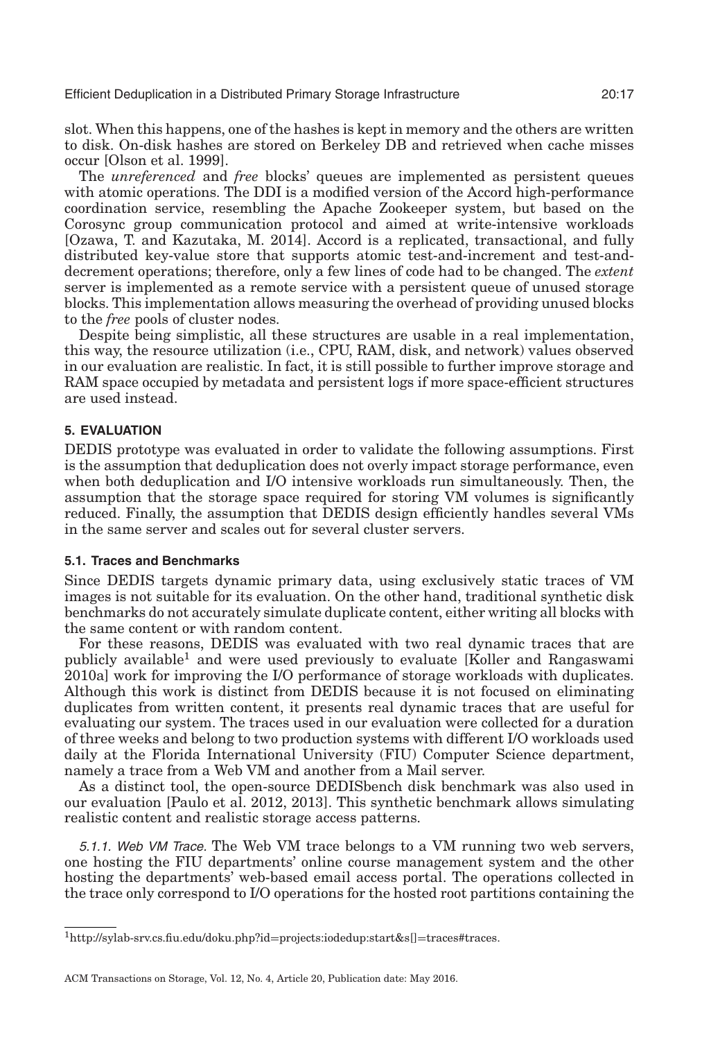slot. When this happens, one of the hashes is kept in memory and the others are written to disk. On-disk hashes are stored on Berkeley DB and retrieved when cache misses occur [Olson et al. 1999].

The *unreferenced* and *free* blocks' queues are implemented as persistent queues with atomic operations. The DDI is a modified version of the Accord high-performance coordination service, resembling the Apache Zookeeper system, but based on the Corosync group communication protocol and aimed at write-intensive workloads [Ozawa, T. and Kazutaka, M. 2014]. Accord is a replicated, transactional, and fully distributed key-value store that supports atomic test-and-increment and test-and-decrement operations; therefore, only a few lines of code had to be changed. The *extent* server is implemented as a remote service with a persistent queue of unused storage blocks. This implementation allows measuring the overhead of providing unused blocks to the *free* pools of cluster nodes.

Despite being simplistic, all these structures are usable in a real implementation, this way, the resource utilization (i.e., CPU, RAM, disk, and network) values observed in our evaluation are realistic. In fact, it is still possible to further improve storage and RAM space occupied by metadata and persistent logs if more space-efficient structures are used instead.

## 5. EVALUATION

DEDIS prototype was evaluated in order to validate the following assumptions. First is the assumption that deduplication does not overly impact storage performance, even when both deduplication and I/O intensive workloads run simultaneously. Then, the assumption that the storage space required for storing VM volumes is significantly reduced. Finally, the assumption that DEDIS design efficiently handles several VMs in the same server and scales out for several cluster servers.

### 5.1. Traces and Benchmarks

Since DEDIS targets dynamic primary data, using exclusively static traces of VM images is not suitable for its evaluation. On the other hand, traditional synthetic disk benchmarks do not accurately simulate duplicate content, either writing all blocks with the same content or with random content.

For these reasons, DEDIS was evaluated with two real dynamic traces that are publicly available[1] and were used previously to evaluate [Koller and Rangaswami 2010a] work for improving the I/O performance of storage workloads with duplicates. Although this work is distinct from DEDIS because it is not focused on eliminating duplicates from written content, it presents real dynamic traces that are useful for evaluating our system. The traces used in our evaluation were collected for a duration of three weeks and belong to two production systems with different I/O workloads used daily at the Florida International University (FIU) Computer Science department, namely a trace from a Web VM and another from a Mail server.

As a distinct tool, the open-source DEDISbench disk benchmark was also used in our evaluation [Paulo et al. 2012, 2013]. This synthetic benchmark allows simulating realistic content and realistic storage access patterns.

*5.1.1. Web VM Trace.* The Web VM trace belongs to a VM running two web servers, one hosting the FIU departments' online course management system and the other hosting the departments' web-based email access portal. The operations collected in the trace only correspond to I/O operations for the hosted root partitions containing the

[1] http://sylab-srv.cs.fiu.edu/doku.php?id=projects:iodedup:start&s[]=traces#traces.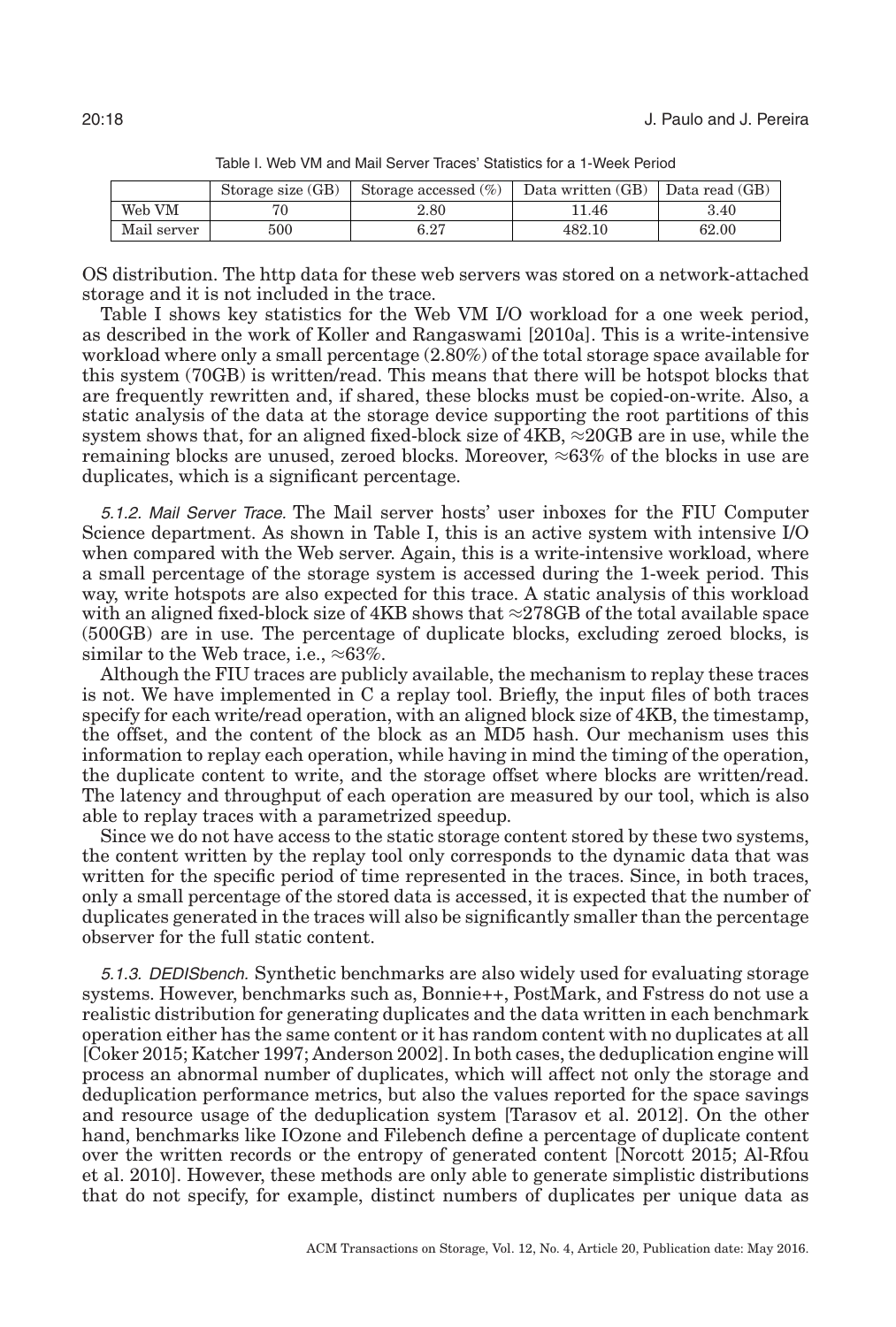Table I. Web VM and Mail Server Traces' Statistics for a 1-Week Period

| | Storage size (GB) | Storage accessed (%) | Data written (GB) | Data read (GB) |
|---|---|---|---|---|
| Web VM | 70 | 2.80 | 11.46 | 3.40 |
| Mail server | 500 | 6.27 | 482.10 | 62.00 |

OS distribution. The http data for these web servers was stored on a network-attached storage and it is not included in the trace.

Table I shows key statistics for the Web VM I/O workload for a one week period, as described in the work of Koller and Rangaswami [2010a]. This is a write-intensive workload where only a small percentage (2.80%) of the total storage space available for this system (70GB) is written/read. This means that there will be hotspot blocks that are frequently rewritten and, if shared, these blocks must be copied-on-write. Also, a static analysis of the data at the storage device supporting the root partitions of this system shows that, for an aligned fixed-block size of 4KB, ≈20GB are in use, while the remaining blocks are unused, zeroed blocks. Moreover, ≈63% of the blocks in use are duplicates, which is a significant percentage.

*5.1.2. Mail Server Trace.* The Mail server hosts' user inboxes for the FIU Computer Science department. As shown in Table I, this is an active system with intensive I/O when compared with the Web server. Again, this is a write-intensive workload, where a small percentage of the storage system is accessed during the 1-week period. This way, write hotspots are also expected for this trace. A static analysis of this workload with an aligned fixed-block size of 4KB shows that ≈278GB of the total available space (500GB) are in use. The percentage of duplicate blocks, excluding zeroed blocks, is similar to the Web trace, i.e., ≈63%.

Although the FIU traces are publicly available, the mechanism to replay these traces is not. We have implemented in C a replay tool. Briefly, the input files of both traces specify for each write/read operation, with an aligned block size of 4KB, the timestamp, the offset, and the content of the block as an MD5 hash. Our mechanism uses this information to replay each operation, while having in mind the timing of the operation, the duplicate content to write, and the storage offset where blocks are written/read. The latency and throughput of each operation are measured by our tool, which is also able to replay traces with a parametrized speedup.

Since we do not have access to the static storage content stored by these two systems, the content written by the replay tool only corresponds to the dynamic data that was written for the specific period of time represented in the traces. Since, in both traces, only a small percentage of the stored data is accessed, it is expected that the number of duplicates generated in the traces will also be significantly smaller than the percentage observer for the full static content.

*5.1.3. DEDISbench.* Synthetic benchmarks are also widely used for evaluating storage systems. However, benchmarks such as, Bonnie++, PostMark, and Fstress do not use a realistic distribution for generating duplicates and the data written in each benchmark operation either has the same content or it has random content with no duplicates at all [Coker 2015; Katcher 1997; Anderson 2002]. In both cases, the deduplication engine will process an abnormal number of duplicates, which will affect not only the storage and deduplication performance metrics, but also the values reported for the space savings and resource usage of the deduplication system [Tarasov et al. 2012]. On the other hand, benchmarks like IOzone and Filebench define a percentage of duplicate content over the written records or the entropy of generated content [Norcott 2015; Al-Rfou et al. 2010]. However, these methods are only able to generate simplistic distributions that do not specify, for example, distinct numbers of duplicates per unique data as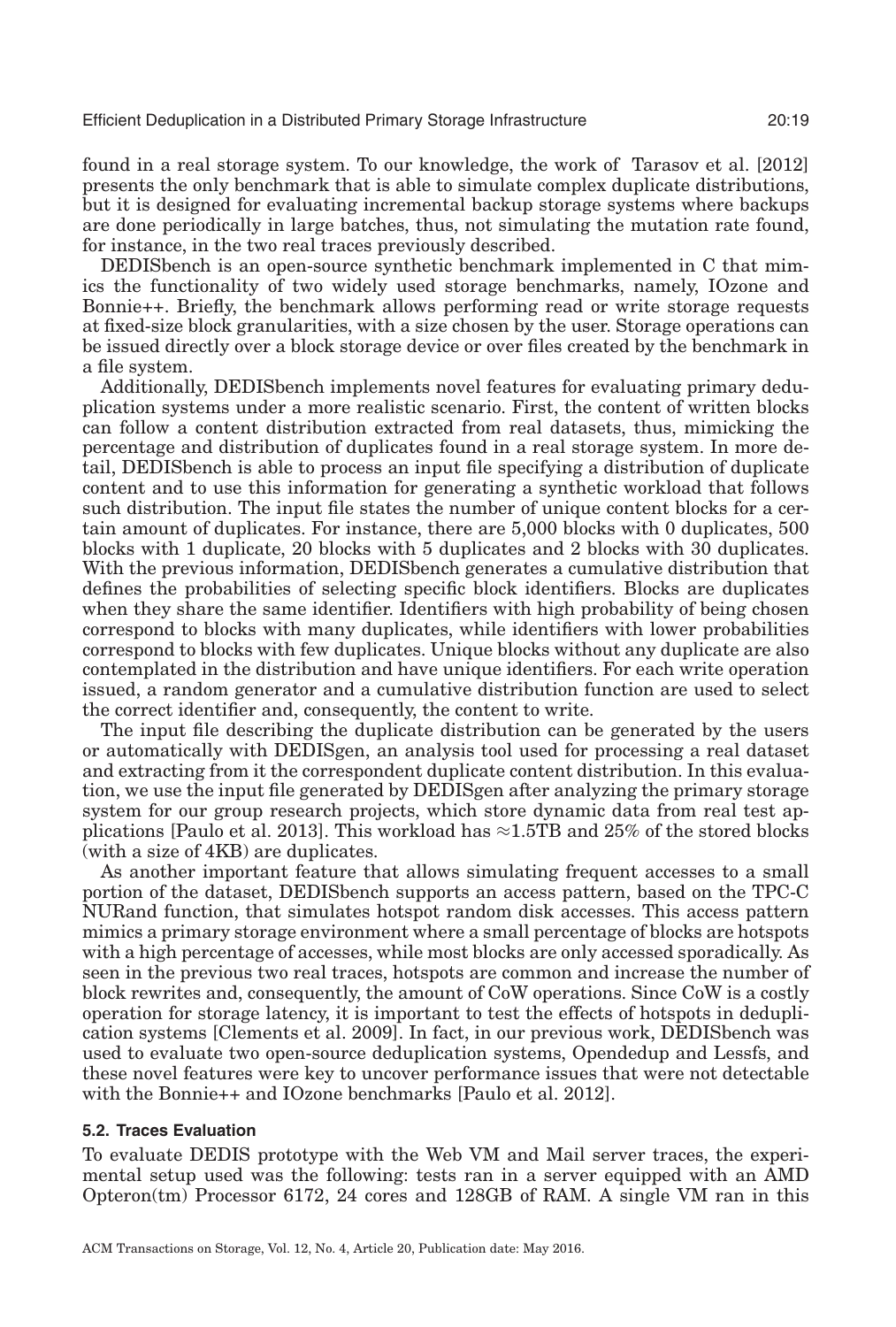found in a real storage system. To our knowledge, the work of Tarasov et al. [2012] presents the only benchmark that is able to simulate complex duplicate distributions, but it is designed for evaluating incremental backup storage systems where backups are done periodically in large batches, thus, not simulating the mutation rate found, for instance, in the two real traces previously described.

DEDISbench is an open-source synthetic benchmark implemented in C that mimics the functionality of two widely used storage benchmarks, namely, IOzone and Bonnie++. Briefly, the benchmark allows performing read or write storage requests at fixed-size block granularities, with a size chosen by the user. Storage operations can be issued directly over a block storage device or over files created by the benchmark in a file system.

Additionally, DEDISbench implements novel features for evaluating primary deduplication systems under a more realistic scenario. First, the content of written blocks can follow a content distribution extracted from real datasets, thus, mimicking the percentage and distribution of duplicates found in a real storage system. In more detail, DEDISbench is able to process an input file specifying a distribution of duplicate content and to use this information for generating a synthetic workload that follows such distribution. The input file states the number of unique content blocks for a certain amount of duplicates. For instance, there are 5,000 blocks with 0 duplicates, 500 blocks with 1 duplicate, 20 blocks with 5 duplicates and 2 blocks with 30 duplicates. With the previous information, DEDISbench generates a cumulative distribution that defines the probabilities of selecting specific block identifiers. Blocks are duplicates when they share the same identifier. Identifiers with high probability of being chosen correspond to blocks with many duplicates, while identifiers with lower probabilities correspond to blocks with few duplicates. Unique blocks without any duplicate are also contemplated in the distribution and have unique identifiers. For each write operation issued, a random generator and a cumulative distribution function are used to select the correct identifier and, consequently, the content to write.

The input file describing the duplicate distribution can be generated by the users or automatically with DEDISgen, an analysis tool used for processing a real dataset and extracting from it the correspondent duplicate content distribution. In this evaluation, we use the input file generated by DEDISgen after analyzing the primary storage system for our group research projects, which store dynamic data from real test applications [Paulo et al. 2013]. This workload has $\approx$1.5TB and 25% of the stored blocks (with a size of 4KB) are duplicates.

As another important feature that allows simulating frequent accesses to a small portion of the dataset, DEDISbench supports an access pattern, based on the TPC-C NURand function, that simulates hotspot random disk accesses. This access pattern mimics a primary storage environment where a small percentage of blocks are hotspots with a high percentage of accesses, while most blocks are only accessed sporadically. As seen in the previous two real traces, hotspots are common and increase the number of block rewrites and, consequently, the amount of CoW operations. Since CoW is a costly operation for storage latency, it is important to test the effects of hotspots in deduplication systems [Clements et al. 2009]. In fact, in our previous work, DEDISbench was used to evaluate two open-source deduplication systems, Opendedup and Lessfs, and these novel features were key to uncover performance issues that were not detectable with the Bonnie++ and IOzone benchmarks [Paulo et al. 2012].

### 5.2. Traces Evaluation

To evaluate DEDIS prototype with the Web VM and Mail server traces, the experimental setup used was the following: tests ran in a server equipped with an AMD Opteron(tm) Processor 6172, 24 cores and 128GB of RAM. A single VM ran in this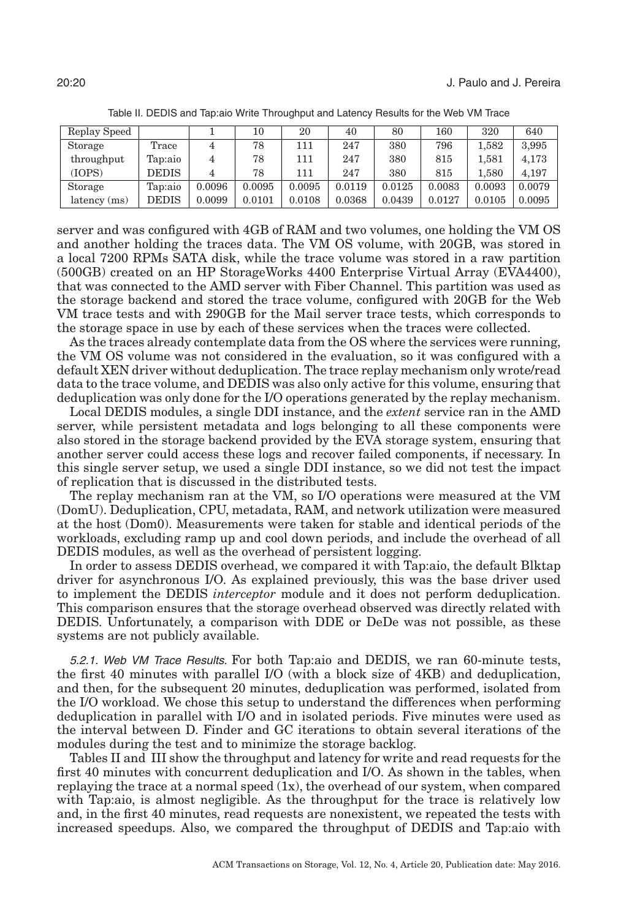Table II. DEDIS and Tap:aio Write Throughput and Latency Results for the Web VM Trace

| Replay Speed | | 1 | 10 | 20 | 40 | 80 | 160 | 320 | 640 |
|---|---|---|---|---|---|---|---|---|---|
| Storage | Trace | 4 | 78 | 111 | 247 | 380 | 796 | 1,582 | 3,995 |
| throughput | Tap:aio | 4 | 78 | 111 | 247 | 380 | 815 | 1,581 | 4,173 |
| (IOPS) | DEDIS | 4 | 78 | 111 | 247 | 380 | 815 | 1,580 | 4,197 |
| Storage | Tap:aio | 0.0096 | 0.0095 | 0.0095 | 0.0119 | 0.0125 | 0.0083 | 0.0093 | 0.0079 |
| latency (ms) | DEDIS | 0.0099 | 0.0101 | 0.0108 | 0.0368 | 0.0439 | 0.0127 | 0.0105 | 0.0095 |

server and was configured with 4GB of RAM and two volumes, one holding the VM OS and another holding the traces data. The VM OS volume, with 20GB, was stored in a local 7200 RPMs SATA disk, while the trace volume was stored in a raw partition (500GB) created on an HP StorageWorks 4400 Enterprise Virtual Array (EVA4400), that was connected to the AMD server with Fiber Channel. This partition was used as the storage backend and stored the trace volume, configured with 20GB for the Web VM trace tests and with 290GB for the Mail server trace tests, which corresponds to the storage space in use by each of these services when the traces were collected.

As the traces already contemplate data from the OS where the services were running, the VM OS volume was not considered in the evaluation, so it was configured with a default XEN driver without deduplication. The trace replay mechanism only wrote/read data to the trace volume, and DEDIS was also only active for this volume, ensuring that deduplication was only done for the I/O operations generated by the replay mechanism.

Local DEDIS modules, a single DDI instance, and the *extent* service ran in the AMD server, while persistent metadata and logs belonging to all these components were also stored in the storage backend provided by the EVA storage system, ensuring that another server could access these logs and recover failed components, if necessary. In this single server setup, we used a single DDI instance, so we did not test the impact of replication that is discussed in the distributed tests.

The replay mechanism ran at the VM, so I/O operations were measured at the VM (DomU). Deduplication, CPU, metadata, RAM, and network utilization were measured at the host (Dom0). Measurements were taken for stable and identical periods of the workloads, excluding ramp up and cool down periods, and include the overhead of all DEDIS modules, as well as the overhead of persistent logging.

In order to assess DEDIS overhead, we compared it with Tap:aio, the default Blktap driver for asynchronous I/O. As explained previously, this was the base driver used to implement the DEDIS *interceptor* module and it does not perform deduplication. This comparison ensures that the storage overhead observed was directly related with DEDIS. Unfortunately, a comparison with DDE or DeDe was not possible, as these systems are not publicly available.

*5.2.1. Web VM Trace Results.* For both Tap:aio and DEDIS, we ran 60-minute tests, the first 40 minutes with parallel I/O (with a block size of 4KB) and deduplication, and then, for the subsequent 20 minutes, deduplication was performed, isolated from the I/O workload. We chose this setup to understand the differences when performing deduplication in parallel with I/O and in isolated periods. Five minutes were used as the interval between D. Finder and GC iterations to obtain several iterations of the modules during the test and to minimize the storage backlog.

Tables II and III show the throughput and latency for write and read requests for the first 40 minutes with concurrent deduplication and I/O. As shown in the tables, when replaying the trace at a normal speed (1x), the overhead of our system, when compared with Tap:aio, is almost negligible. As the throughput for the trace is relatively low and, in the first 40 minutes, read requests are nonexistent, we repeated the tests with increased speedups. Also, we compared the throughput of DEDIS and Tap:aio with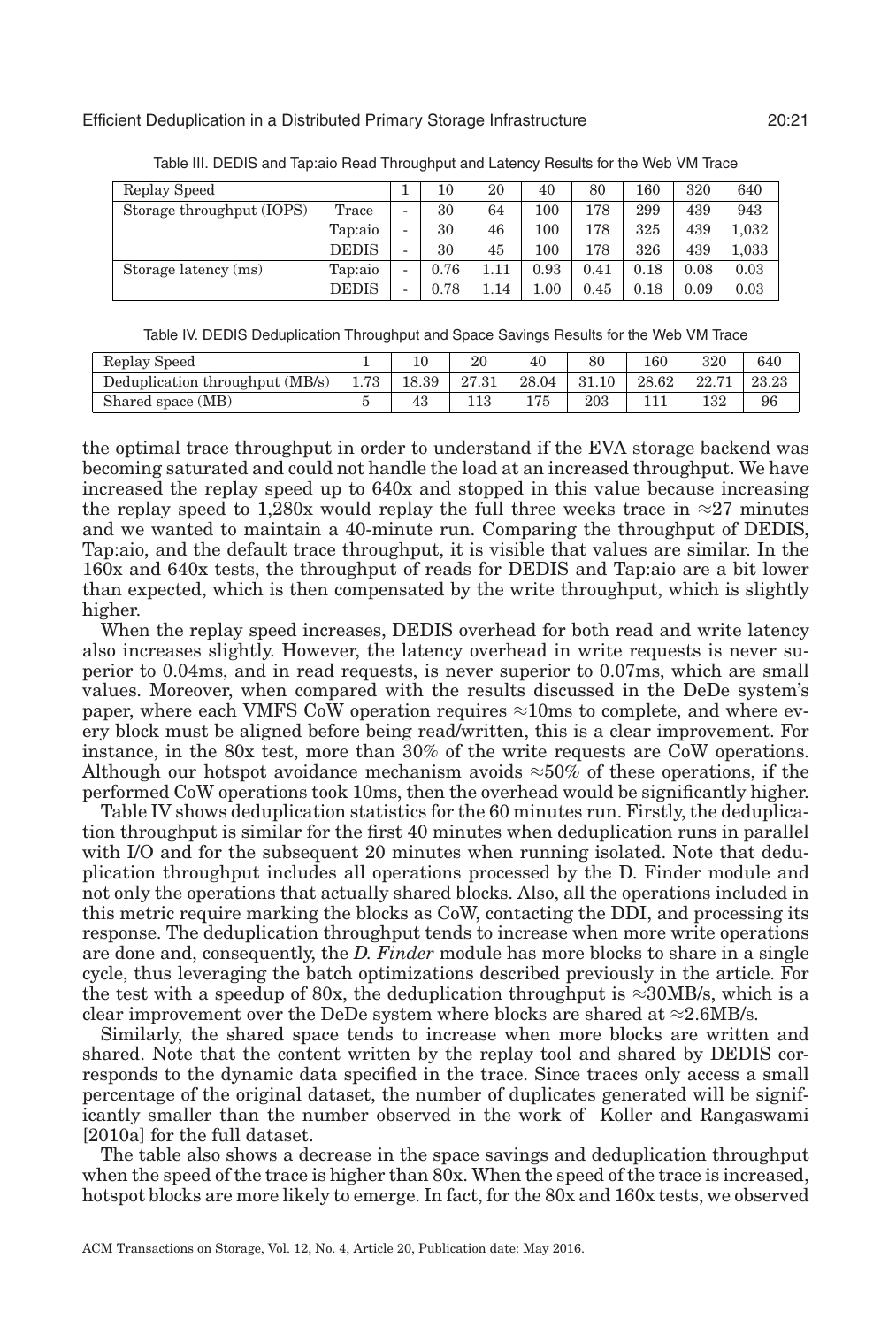Table III. DEDIS and Tap:aio Read Throughput and Latency Results for the Web VM Trace

| Replay Speed | | 1 | 10 | 20 | 40 | 80 | 160 | 320 | 640 |
|---|---|---|---|---|---|---|---|---|---|
| Storage throughput (IOPS) | Trace | - | 30 | 64 | 100 | 178 | 299 | 439 | 943 |
| | Tap:aio | - | 30 | 46 | 100 | 178 | 325 | 439 | 1,032 |
| | DEDIS | - | 30 | 45 | 100 | 178 | 326 | 439 | 1,033 |
| Storage latency (ms) | Tap:aio | - | 0.76 | 1.11 | 0.93 | 0.41 | 0.18 | 0.08 | 0.03 |
| | DEDIS | - | 0.78 | 1.14 | 1.00 | 0.45 | 0.18 | 0.09 | 0.03 |

Table IV. DEDIS Deduplication Throughput and Space Savings Results for the Web VM Trace

| Replay Speed | 1 | 10 | 20 | 40 | 80 | 160 | 320 | 640 |
|---|---|---|---|---|---|---|---|---|
| Deduplication throughput (MB/s) | 1.73 | 18.39 | 27.31 | 28.04 | 31.10 | 28.62 | 22.71 | 23.23 |
| Shared space (MB) | 5 | 43 | 113 | 175 | 203 | 111 | 132 | 96 |

the optimal trace throughput in order to understand if the EVA storage backend was becoming saturated and could not handle the load at an increased throughput. We have increased the replay speed up to 640x and stopped in this value because increasing the replay speed to 1,280x would replay the full three weeks trace in ≈27 minutes and we wanted to maintain a 40-minute run. Comparing the throughput of DEDIS, Tap:aio, and the default trace throughput, it is visible that values are similar. In the 160x and 640x tests, the throughput of reads for DEDIS and Tap:aio are a bit lower than expected, which is then compensated by the write throughput, which is slightly higher.

When the replay speed increases, DEDIS overhead for both read and write latency also increases slightly. However, the latency overhead in write requests is never superior to 0.04ms, and in read requests, is never superior to 0.07ms, which are small values. Moreover, when compared with the results discussed in the DeDe system's paper, where each VMFS CoW operation requires ≈10ms to complete, and where every block must be aligned before being read/written, this is a clear improvement. For instance, in the 80x test, more than 30% of the write requests are CoW operations. Although our hotspot avoidance mechanism avoids ≈50% of these operations, if the performed CoW operations took 10ms, then the overhead would be significantly higher.

Table IV shows deduplication statistics for the 60 minutes run. Firstly, the deduplication throughput is similar for the first 40 minutes when deduplication runs in parallel with I/O and for the subsequent 20 minutes when running isolated. Note that deduplication throughput includes all operations processed by the D. Finder module and not only the operations that actually shared blocks. Also, all the operations included in this metric require marking the blocks as CoW, contacting the DDI, and processing its response. The deduplication throughput tends to increase when more write operations are done and, consequently, the *D. Finder* module has more blocks to share in a single cycle, thus leveraging the batch optimizations described previously in the article. For the test with a speedup of 80x, the deduplication throughput is ≈30MB/s, which is a clear improvement over the DeDe system where blocks are shared at ≈2.6MB/s.

Similarly, the shared space tends to increase when more blocks are written and shared. Note that the content written by the replay tool and shared by DEDIS corresponds to the dynamic data specified in the trace. Since traces only access a small percentage of the original dataset, the number of duplicates generated will be significantly smaller than the number observed in the work of Koller and Rangaswami [2010a] for the full dataset.

The table also shows a decrease in the space savings and deduplication throughput when the speed of the trace is higher than 80x. When the speed of the trace is increased, hotspot blocks are more likely to emerge. In fact, for the 80x and 160x tests, we observed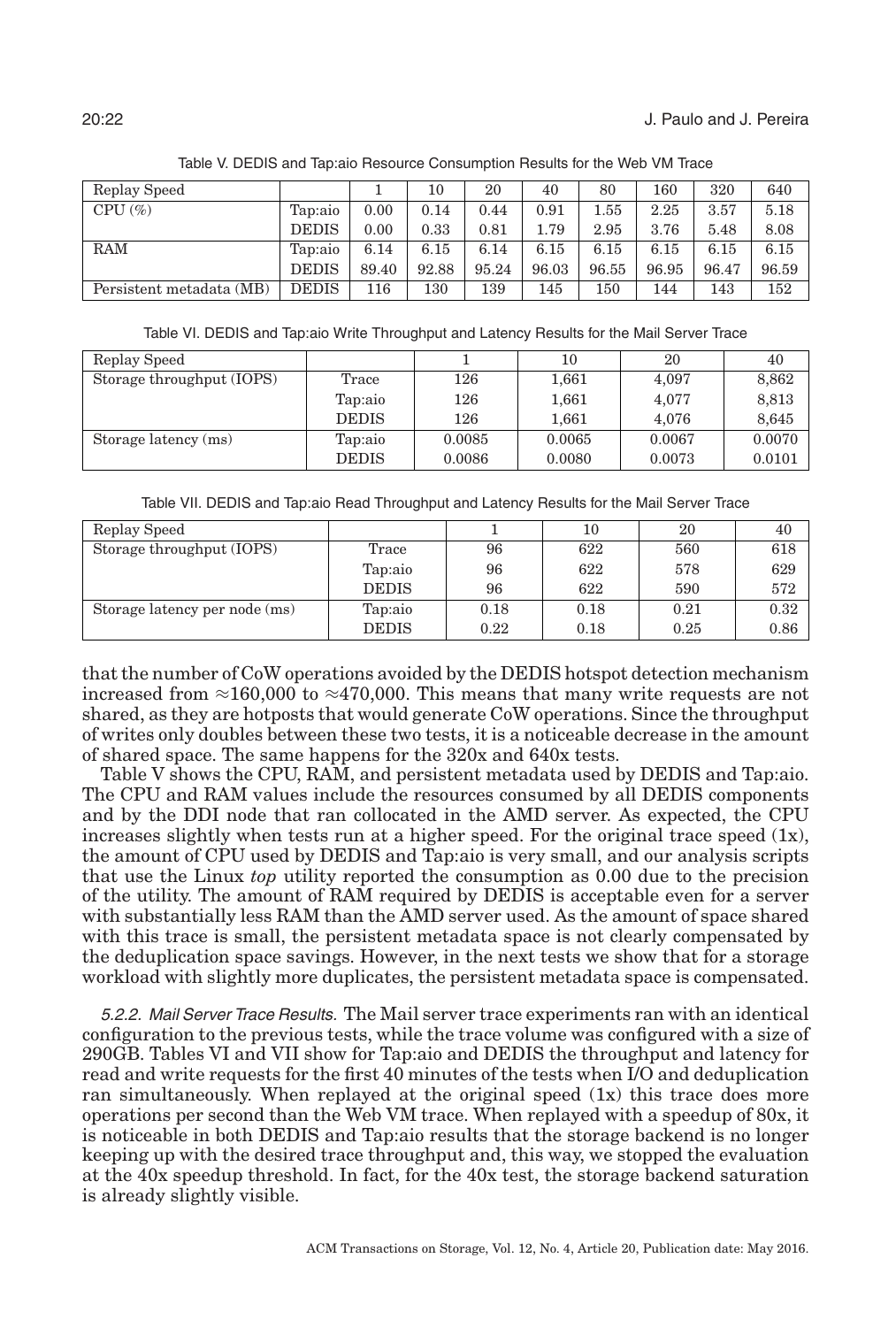Table V. DEDIS and Tap:aio Resource Consumption Results for the Web VM Trace

| Replay Speed | | 1 | 10 | 20 | 40 | 80 | 160 | 320 | 640 |
|---|---|---|---|---|---|---|---|---|---|
| CPU (%) | Tap:aio | 0.00 | 0.14 | 0.44 | 0.91 | 1.55 | 2.25 | 3.57 | 5.18 |
| | DEDIS | 0.00 | 0.33 | 0.81 | 1.79 | 2.95 | 3.76 | 5.48 | 8.08 |
| RAM | Tap:aio | 6.14 | 6.15 | 6.14 | 6.15 | 6.15 | 6.15 | 6.15 | 6.15 |
| | DEDIS | 89.40 | 92.88 | 95.24 | 96.03 | 96.55 | 96.95 | 96.47 | 96.59 |
| Persistent metadata (MB) | DEDIS | 116 | 130 | 139 | 145 | 150 | 144 | 143 | 152 |

Table VI. DEDIS and Tap:aio Write Throughput and Latency Results for the Mail Server Trace

| Replay Speed | | 1 | 10 | 20 | 40 |
|---|---|---|---|---|---|
| Storage throughput (IOPS) | Trace | 126 | 1,661 | 4,097 | 8,862 |
| | Tap:aio | 126 | 1,661 | 4,077 | 8,813 |
| | DEDIS | 126 | 1,661 | 4,076 | 8,645 |
| Storage latency (ms) | Tap:aio | 0.0085 | 0.0065 | 0.0067 | 0.0070 |
| | DEDIS | 0.0086 | 0.0080 | 0.0073 | 0.0101 |

Table VII. DEDIS and Tap:aio Read Throughput and Latency Results for the Mail Server Trace

| Replay Speed | | 1 | 10 | 20 | 40 |
|---|---|---|---|---|---|
| Storage throughput (IOPS) | Trace | 96 | 622 | 560 | 618 |
| | Tap:aio | 96 | 622 | 578 | 629 |
| | DEDIS | 96 | 622 | 590 | 572 |
| Storage latency per node (ms) | Tap:aio | 0.18 | 0.18 | 0.21 | 0.32 |
| | DEDIS | 0.22 | 0.18 | 0.25 | 0.86 |

that the number of CoW operations avoided by the DEDIS hotspot detection mechanism increased from $\approx$160,000 to $\approx$470,000. This means that many write requests are not shared, as they are hotposts that would generate CoW operations. Since the throughput of writes only doubles between these two tests, it is a noticeable decrease in the amount of shared space. The same happens for the 320x and 640x tests.

Table V shows the CPU, RAM, and persistent metadata used by DEDIS and Tap:aio. The CPU and RAM values include the resources consumed by all DEDIS components and by the DDI node that ran collocated in the AMD server. As expected, the CPU increases slightly when tests run at a higher speed. For the original trace speed (1x), the amount of CPU used by DEDIS and Tap:aio is very small, and our analysis scripts that use the Linux *top* utility reported the consumption as 0.00 due to the precision of the utility. The amount of RAM required by DEDIS is acceptable even for a server with substantially less RAM than the AMD server used. As the amount of space shared with this trace is small, the persistent metadata space is not clearly compensated by the deduplication space savings. However, in the next tests we show that for a storage workload with slightly more duplicates, the persistent metadata space is compensated.

#### *5.2.2. Mail Server Trace Results.*

The Mail server trace experiments ran with an identical configuration to the previous tests, while the trace volume was configured with a size of 290GB. Tables VI and VII show for Tap:aio and DEDIS the throughput and latency for read and write requests for the first 40 minutes of the tests when I/O and deduplication ran simultaneously. When replayed at the original speed (1x) this trace does more operations per second than the Web VM trace. When replayed with a speedup of 80x, it is noticeable in both DEDIS and Tap:aio results that the storage backend is no longer keeping up with the desired trace throughput and, this way, we stopped the evaluation at the 40x speedup threshold. In fact, for the 40x test, the storage backend saturation is already slightly visible.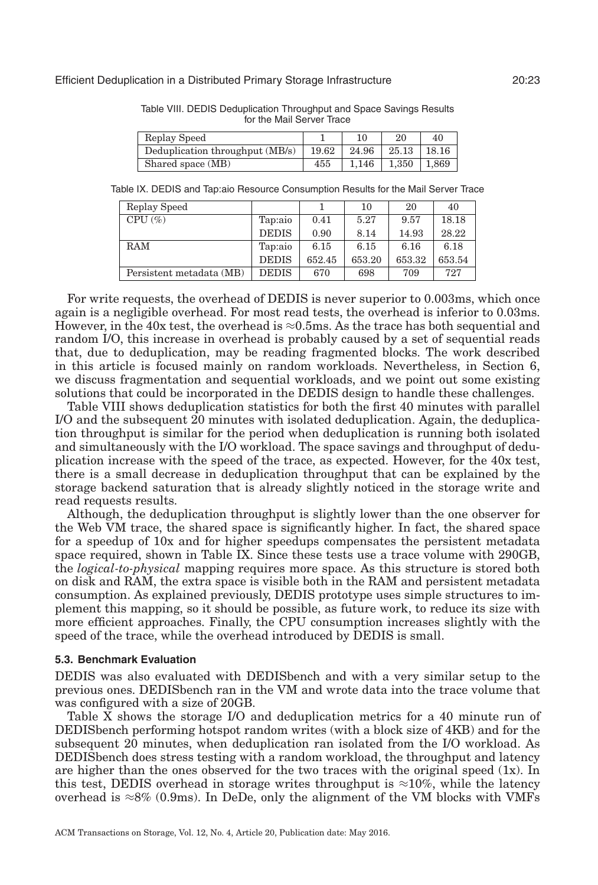Table VIII. DEDIS Deduplication Throughput and Space Savings Results for the Mail Server Trace

| Replay Speed | 1 | 10 | 20 | 40 |
|---|---|---|---|---|
| Deduplication throughput (MB/s) | 19.62 | 24.96 | 25.13 | 18.16 |
| Shared space (MB) | 455 | 1,146 | 1,350 | 1,869 |

Table IX. DEDIS and Tap:aio Resource Consumption Results for the Mail Server Trace

| Replay Speed | | 1 | 10 | 20 | 40 |
|---|---|---|---|---|---|
| CPU (%) | Tap:aio | 0.41 | 5.27 | 9.57 | 18.18 |
| | DEDIS | 0.90 | 8.14 | 14.93 | 28.22 |
| RAM | Tap:aio | 6.15 | 6.15 | 6.16 | 6.18 |
| | DEDIS | 652.45 | 653.20 | 653.32 | 653.54 |
| Persistent metadata (MB) | DEDIS | 670 | 698 | 709 | 727 |

For write requests, the overhead of DEDIS is never superior to 0.003ms, which once again is a negligible overhead. For most read tests, the overhead is inferior to 0.03ms. However, in the 40x test, the overhead is ≈0.5ms. As the trace has both sequential and random I/O, this increase in overhead is probably caused by a set of sequential reads that, due to deduplication, may be reading fragmented blocks. The work described in this article is focused mainly on random workloads. Nevertheless, in Section 6, we discuss fragmentation and sequential workloads, and we point out some existing solutions that could be incorporated in the DEDIS design to handle these challenges.

Table VIII shows deduplication statistics for both the first 40 minutes with parallel I/O and the subsequent 20 minutes with isolated deduplication. Again, the deduplication throughput is similar for the period when deduplication is running both isolated and simultaneously with the I/O workload. The space savings and throughput of deduplication increase with the speed of the trace, as expected. However, for the 40x test, there is a small decrease in deduplication throughput that can be explained by the storage backend saturation that is already slightly noticed in the storage write and read requests results.

Although, the deduplication throughput is slightly lower than the one observer for the Web VM trace, the shared space is significantly higher. In fact, the shared space for a speedup of 10x and for higher speedups compensates the persistent metadata space required, shown in Table IX. Since these tests use a trace volume with 290GB, the *logical-to-physical* mapping requires more space. As this structure is stored both on disk and RAM, the extra space is visible both in the RAM and persistent metadata consumption. As explained previously, DEDIS prototype uses simple structures to implement this mapping, so it should be possible, as future work, to reduce its size with more efficient approaches. Finally, the CPU consumption increases slightly with the speed of the trace, while the overhead introduced by DEDIS is small.

### 5.3. Benchmark Evaluation

DEDIS was also evaluated with DEDISbench and with a very similar setup to the previous ones. DEDISbench ran in the VM and wrote data into the trace volume that was configured with a size of 20GB.

Table X shows the storage I/O and deduplication metrics for a 40 minute run of DEDISbench performing hotspot random writes (with a block size of 4KB) and for the subsequent 20 minutes, when deduplication ran isolated from the I/O workload. As DEDISbench does stress testing with a random workload, the throughput and latency are higher than the ones observed for the two traces with the original speed (1x). In this test, DEDIS overhead in storage writes throughput is ≈10%, while the latency overhead is ≈8% (0.9ms). In DeDe, only the alignment of the VM blocks with VMFs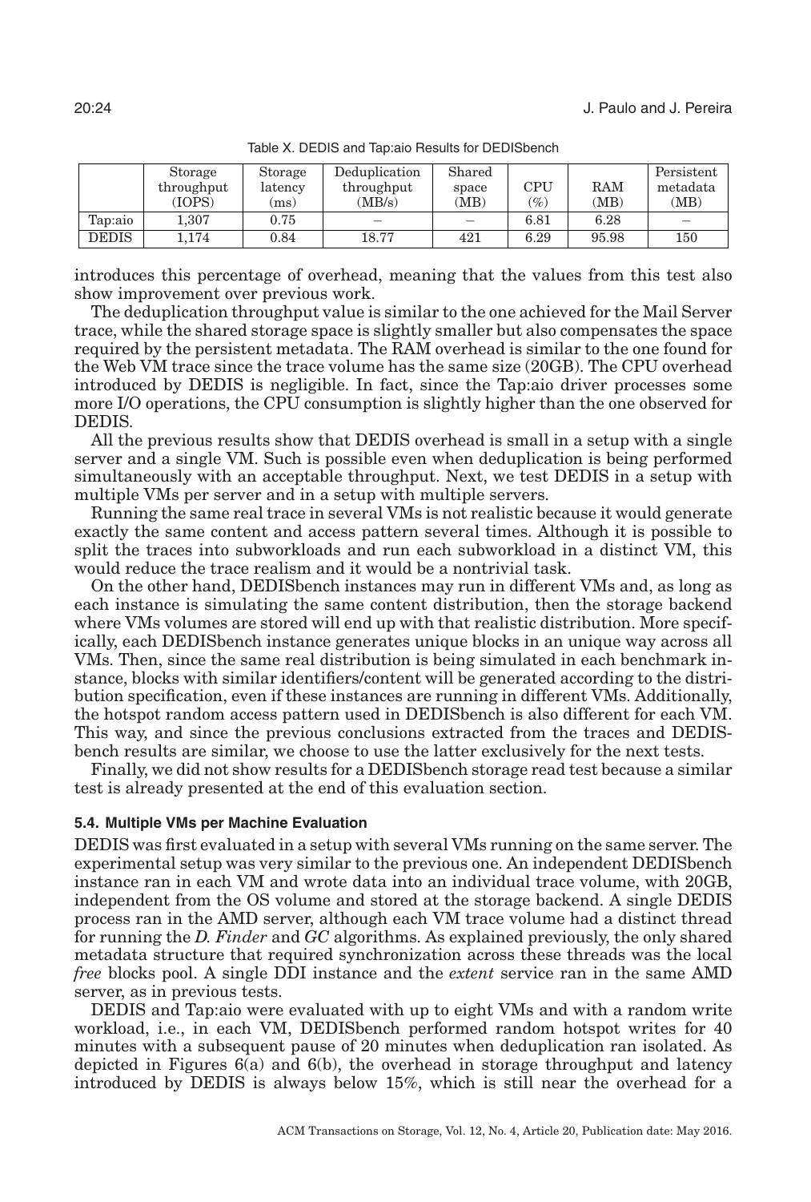Table X. DEDIS and Tap:aio Results for DEDISbench

| | Storage throughput (IOPS) | Storage latency (ms) | Deduplication throughput (MB/s) | Shared space (MB) | CPU (%) | RAM (MB) | Persistent metadata (MB) |
|---|---|---|---|---|---|---|---|
| Tap:aio | 1,307 | 0.75 | – | – | 6.81 | 6.28 | – |
| DEDIS | 1,174 | 0.84 | 18.77 | 421 | 6.29 | 95.98 | 150 |

introduces this percentage of overhead, meaning that the values from this test also show improvement over previous work.

The deduplication throughput value is similar to the one achieved for the Mail Server trace, while the shared storage space is slightly smaller but also compensates the space required by the persistent metadata. The RAM overhead is similar to the one found for the Web VM trace since the trace volume has the same size (20GB). The CPU overhead introduced by DEDIS is negligible. In fact, since the Tap:aio driver processes some more I/O operations, the CPU consumption is slightly higher than the one observed for DEDIS.

All the previous results show that DEDIS overhead is small in a setup with a single server and a single VM. Such is possible even when deduplication is being performed simultaneously with an acceptable throughput. Next, we test DEDIS in a setup with multiple VMs per server and in a setup with multiple servers.

Running the same real trace in several VMs is not realistic because it would generate exactly the same content and access pattern several times. Although it is possible to split the traces into subworkloads and run each subworkload in a distinct VM, this would reduce the trace realism and it would be a nontrivial task.

On the other hand, DEDISbench instances may run in different VMs and, as long as each instance is simulating the same content distribution, then the storage backend where VMs volumes are stored will end up with that realistic distribution. More specifically, each DEDISbench instance generates unique blocks in an unique way across all VMs. Then, since the same real distribution is being simulated in each benchmark instance, blocks with similar identifiers/content will be generated according to the distribution specification, even if these instances are running in different VMs. Additionally, the hotspot random access pattern used in DEDISbench is also different for each VM. This way, and since the previous conclusions extracted from the traces and DEDISbench results are similar, we choose to use the latter exclusively for the next tests.

Finally, we did not show results for a DEDISbench storage read test because a similar test is already presented at the end of this evaluation section.

### 5.4. Multiple VMs per Machine Evaluation

DEDIS was first evaluated in a setup with several VMs running on the same server. The experimental setup was very similar to the previous one. An independent DEDISbench instance ran in each VM and wrote data into an individual trace volume, with 20GB, independent from the OS volume and stored at the storage backend. A single DEDIS process ran in the AMD server, although each VM trace volume had a distinct thread for running the *D. Finder* and *GC* algorithms. As explained previously, the only shared metadata structure that required synchronization across these threads was the local *free* blocks pool. A single DDI instance and the *extent* service ran in the same AMD server, as in previous tests.

DEDIS and Tap:aio were evaluated with up to eight VMs and with a random write workload, i.e., in each VM, DEDISbench performed random hotspot writes for 40 minutes with a subsequent pause of 20 minutes when deduplication ran isolated. As depicted in Figures 6(a) and 6(b), the overhead in storage throughput and latency introduced by DEDIS is always below 15%, which is still near the overhead for a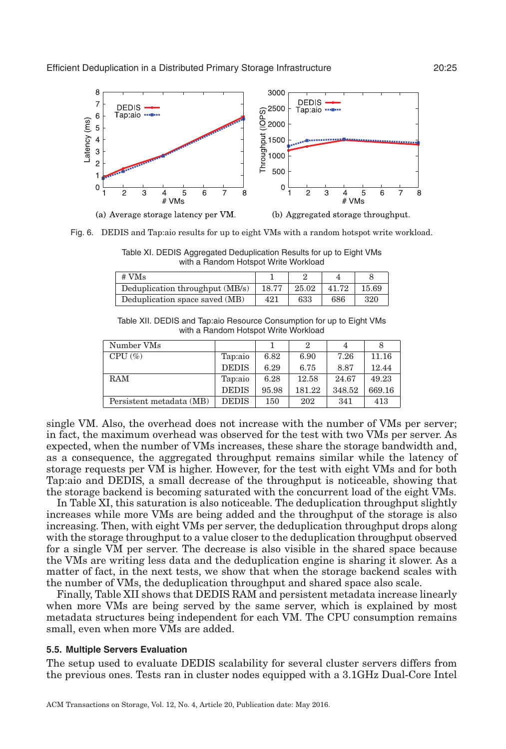(a) Average storage latency per VM.

(b) Aggregated storage throughput.

Fig. 6. DEDIS and Tap:aio results for up to eight VMs with a random hotspot write workload.

Table XI. DEDIS Aggregated Deduplication Results for up to Eight VMs with a Random Hotspot Write Workload

| # VMs | 1 | 2 | 4 | 8 |
|---|---|---|---|---|
| Deduplication throughput (MB/s) | 18.77 | 25.02 | 41.72 | 15.69 |
| Deduplication space saved (MB) | 421 | 633 | 686 | 320 |

Table XII. DEDIS and Tap:aio Resource Consumption for up to Eight VMs with a Random Hotspot Write Workload

| Number VMs | | 1 | 2 | 4 | 8 |
|---|---|---|---|---|---|
| CPU (%) | Tap:aio | 6.82 | 6.90 | 7.26 | 11.16 |
| | DEDIS | 6.29 | 6.75 | 8.87 | 12.44 |
| RAM | Tap:aio | 6.28 | 12.58 | 24.67 | 49.23 |
| | DEDIS | 95.98 | 181.22 | 348.52 | 669.16 |
| Persistent metadata (MB) | DEDIS | 150 | 202 | 341 | 413 |

single VM. Also, the overhead does not increase with the number of VMs per server; in fact, the maximum overhead was observed for the test with two VMs per server. As expected, when the number of VMs increases, these share the storage bandwidth and, as a consequence, the aggregated throughput remains similar while the latency of storage requests per VM is higher. However, for the test with eight VMs and for both Tap:aio and DEDIS, a small decrease of the throughput is noticeable, showing that the storage backend is becoming saturated with the concurrent load of the eight VMs.

In Table XI, this saturation is also noticeable. The deduplication throughput slightly increases while more VMs are being added and the throughput of the storage is also increasing. Then, with eight VMs per server, the deduplication throughput drops along with the storage throughput to a value closer to the deduplication throughput observed for a single VM per server. The decrease is also visible in the shared space because the VMs are writing less data and the deduplication engine is sharing it slower. As a matter of fact, in the next tests, we show that when the storage backend scales with the number of VMs, the deduplication throughput and shared space also scale.

Finally, Table XII shows that DEDIS RAM and persistent metadata increase linearly when more VMs are being served by the same server, which is explained by most metadata structures being independent for each VM. The CPU consumption remains small, even when more VMs are added.

### 5.5. Multiple Servers Evaluation

The setup used to evaluate DEDIS scalability for several cluster servers differs from the previous ones. Tests ran in cluster nodes equipped with a 3.1GHz Dual-Core Intel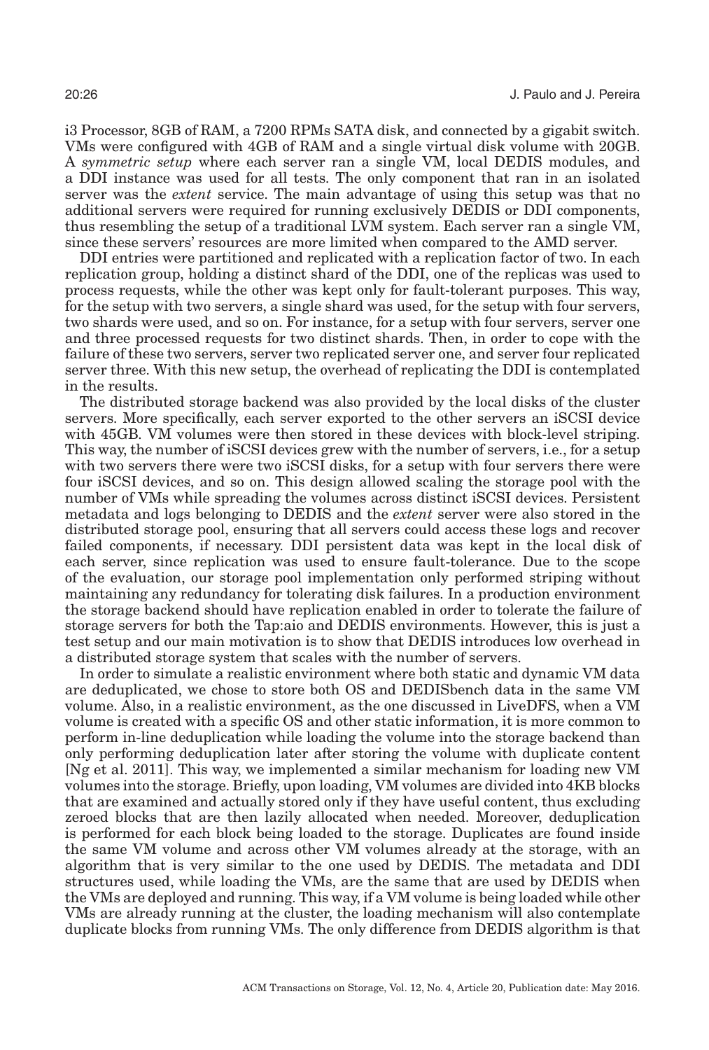i3 Processor, 8GB of RAM, a 7200 RPMs SATA disk, and connected by a gigabit switch. VMs were configured with 4GB of RAM and a single virtual disk volume with 20GB. A *symmetric setup* where each server ran a single VM, local DEDIS modules, and a DDI instance was used for all tests. The only component that ran in an isolated server was the *extent* service. The main advantage of using this setup was that no additional servers were required for running exclusively DEDIS or DDI components, thus resembling the setup of a traditional LVM system. Each server ran a single VM, since these servers' resources are more limited when compared to the AMD server.

DDI entries were partitioned and replicated with a replication factor of two. In each replication group, holding a distinct shard of the DDI, one of the replicas was used to process requests, while the other was kept only for fault-tolerant purposes. This way, for the setup with two servers, a single shard was used, for the setup with four servers, two shards were used, and so on. For instance, for a setup with four servers, server one and three processed requests for two distinct shards. Then, in order to cope with the failure of these two servers, server two replicated server one, and server four replicated server three. With this new setup, the overhead of replicating the DDI is contemplated in the results.

The distributed storage backend was also provided by the local disks of the cluster servers. More specifically, each server exported to the other servers an iSCSI device with 45GB. VM volumes were then stored in these devices with block-level striping. This way, the number of iSCSI devices grew with the number of servers, i.e., for a setup with two servers there were two iSCSI disks, for a setup with four servers there were four iSCSI devices, and so on. This design allowed scaling the storage pool with the number of VMs while spreading the volumes across distinct iSCSI devices. Persistent metadata and logs belonging to DEDIS and the *extent* server were also stored in the distributed storage pool, ensuring that all servers could access these logs and recover failed components, if necessary. DDI persistent data was kept in the local disk of each server, since replication was used to ensure fault-tolerance. Due to the scope of the evaluation, our storage pool implementation only performed striping without maintaining any redundancy for tolerating disk failures. In a production environment the storage backend should have replication enabled in order to tolerate the failure of storage servers for both the Tap:aio and DEDIS environments. However, this is just a test setup and our main motivation is to show that DEDIS introduces low overhead in a distributed storage system that scales with the number of servers.

In order to simulate a realistic environment where both static and dynamic VM data are deduplicated, we chose to store both OS and DEDISbench data in the same VM volume. Also, in a realistic environment, as the one discussed in LiveDFS, when a VM volume is created with a specific OS and other static information, it is more common to perform in-line deduplication while loading the volume into the storage backend than only performing deduplication later after storing the volume with duplicate content [Ng et al. 2011]. This way, we implemented a similar mechanism for loading new VM volumes into the storage. Briefly, upon loading, VM volumes are divided into 4KB blocks that are examined and actually stored only if they have useful content, thus excluding zeroed blocks that are then lazily allocated when needed. Moreover, deduplication is performed for each block being loaded to the storage. Duplicates are found inside the same VM volume and across other VM volumes already at the storage, with an algorithm that is very similar to the one used by DEDIS. The metadata and DDI structures used, while loading the VMs, are the same that are used by DEDIS when the VMs are deployed and running. This way, if a VM volume is being loaded while other VMs are already running at the cluster, the loading mechanism will also contemplate duplicate blocks from running VMs. The only difference from DEDIS algorithm is that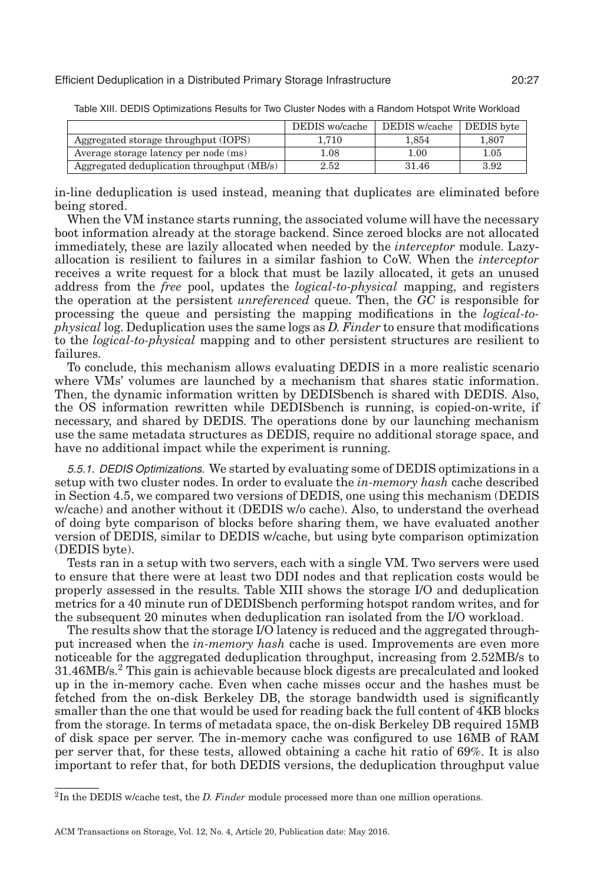Table XIII. DEDIS Optimizations Results for Two Cluster Nodes with a Random Hotspot Write Workload

| | DEDIS wo/cache | DEDIS w/cache | DEDIS byte |
|---|---|---|---|
| Aggregated storage throughput (IOPS) | 1,710 | 1,854 | 1,807 |
| Average storage latency per node (ms) | 1.08 | 1.00 | 1.05 |
| Aggregated deduplication throughput (MB/s) | 2.52 | 31.46 | 3.92 |

in-line deduplication is used instead, meaning that duplicates are eliminated before being stored.

When the VM instance starts running, the associated volume will have the necessary boot information already at the storage backend. Since zeroed blocks are not allocated immediately, these are lazily allocated when needed by the *interceptor* module. Lazy-allocation is resilient to failures in a similar fashion to CoW. When the *interceptor* receives a write request for a block that must be lazily allocated, it gets an unused address from the *free* pool, updates the *logical-to-physical* mapping, and registers the operation at the persistent *unreferenced* queue. Then, the *GC* is responsible for processing the queue and persisting the mapping modifications in the *logical-to-physical* log. Deduplication uses the same logs as *D. Finder* to ensure that modifications to the *logical-to-physical* mapping and to other persistent structures are resilient to failures.

To conclude, this mechanism allows evaluating DEDIS in a more realistic scenario where VMs' volumes are launched by a mechanism that shares static information. Then, the dynamic information written by DEDISbench is shared with DEDIS. Also, the OS information rewritten while DEDISbench is running, is copied-on-write, if necessary, and shared by DEDIS. The operations done by our launching mechanism use the same metadata structures as DEDIS, require no additional storage space, and have no additional impact while the experiment is running.

*5.5.1. DEDIS Optimizations.* We started by evaluating some of DEDIS optimizations in a setup with two cluster nodes. In order to evaluate the *in-memory hash* cache described in Section 4.5, we compared two versions of DEDIS, one using this mechanism (DEDIS w/cache) and another without it (DEDIS w/o cache). Also, to understand the overhead of doing byte comparison of blocks before sharing them, we have evaluated another version of DEDIS, similar to DEDIS w/cache, but using byte comparison optimization (DEDIS byte).

Tests ran in a setup with two servers, each with a single VM. Two servers were used to ensure that there were at least two DDI nodes and that replication costs would be properly assessed in the results. Table XIII shows the storage I/O and deduplication metrics for a 40 minute run of DEDISbench performing hotspot random writes, and for the subsequent 20 minutes when deduplication ran isolated from the I/O workload.

The results show that the storage I/O latency is reduced and the aggregated throughput increased when the *in-memory hash* cache is used. Improvements are even more noticeable for the aggregated deduplication throughput, increasing from 2.52MB/s to 31.46MB/s.[2] This gain is achievable because block digests are precalculated and looked up in the in-memory cache. Even when cache misses occur and the hashes must be fetched from the on-disk Berkeley DB, the storage bandwidth used is significantly smaller than the one that would be used for reading back the full content of 4KB blocks from the storage. In terms of metadata space, the on-disk Berkeley DB required 15MB of disk space per server. The in-memory cache was configured to use 16MB of RAM per server that, for these tests, allowed obtaining a cache hit ratio of 69%. It is also important to refer that, for both DEDIS versions, the deduplication throughput value

[2]In the DEDIS w/cache test, the *D. Finder* module processed more than one million operations.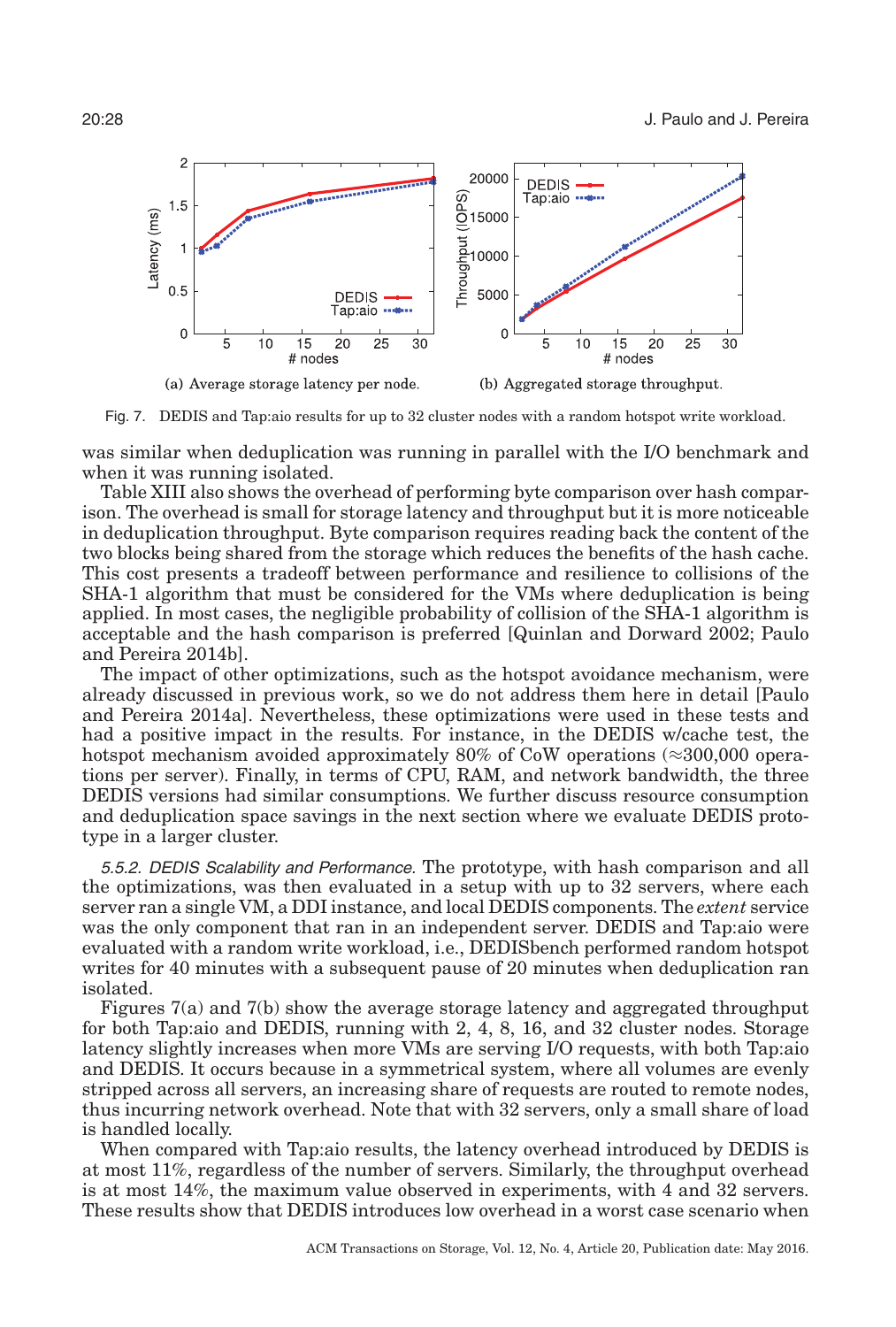(a) Average storage latency per node.

(b) Aggregated storage throughput.

Fig. 7. DEDIS and Tap:aio results for up to 32 cluster nodes with a random hotspot write workload.

was similar when deduplication was running in parallel with the I/O benchmark and when it was running isolated.

Table XIII also shows the overhead of performing byte comparison over hash comparison. The overhead is small for storage latency and throughput but it is more noticeable in deduplication throughput. Byte comparison requires reading back the content of the two blocks being shared from the storage which reduces the benefits of the hash cache. This cost presents a tradeoff between performance and resilience to collisions of the SHA-1 algorithm that must be considered for the VMs where deduplication is being applied. In most cases, the negligible probability of collision of the SHA-1 algorithm is acceptable and the hash comparison is preferred [Quinlan and Dorward 2002; Paulo and Pereira 2014b].

The impact of other optimizations, such as the hotspot avoidance mechanism, were already discussed in previous work, so we do not address them here in detail [Paulo and Pereira 2014a]. Nevertheless, these optimizations were used in these tests and had a positive impact in the results. For instance, in the DEDIS w/cache test, the hotspot mechanism avoided approximately 80% of CoW operations (≈300,000 operations per server). Finally, in terms of CPU, RAM, and network bandwidth, the three DEDIS versions had similar consumptions. We further discuss resource consumption and deduplication space savings in the next section where we evaluate DEDIS prototype in a larger cluster.

*5.5.2. DEDIS Scalability and Performance.* The prototype, with hash comparison and all the optimizations, was then evaluated in a setup with up to 32 servers, where each server ran a single VM, a DDI instance, and local DEDIS components. The *extent* service was the only component that ran in an independent server. DEDIS and Tap:aio were evaluated with a random write workload, i.e., DEDISbench performed random hotspot writes for 40 minutes with a subsequent pause of 20 minutes when deduplication ran isolated.

Figures 7(a) and 7(b) show the average storage latency and aggregated throughput for both Tap:aio and DEDIS, running with 2, 4, 8, 16, and 32 cluster nodes. Storage latency slightly increases when more VMs are serving I/O requests, with both Tap:aio and DEDIS. It occurs because in a symmetrical system, where all volumes are evenly stripped across all servers, an increasing share of requests are routed to remote nodes, thus incurring network overhead. Note that with 32 servers, only a small share of load is handled locally.

When compared with Tap:aio results, the latency overhead introduced by DEDIS is at most 11%, regardless of the number of servers. Similarly, the throughput overhead is at most 14%, the maximum value observed in experiments, with 4 and 32 servers. These results show that DEDIS introduces low overhead in a worst case scenario when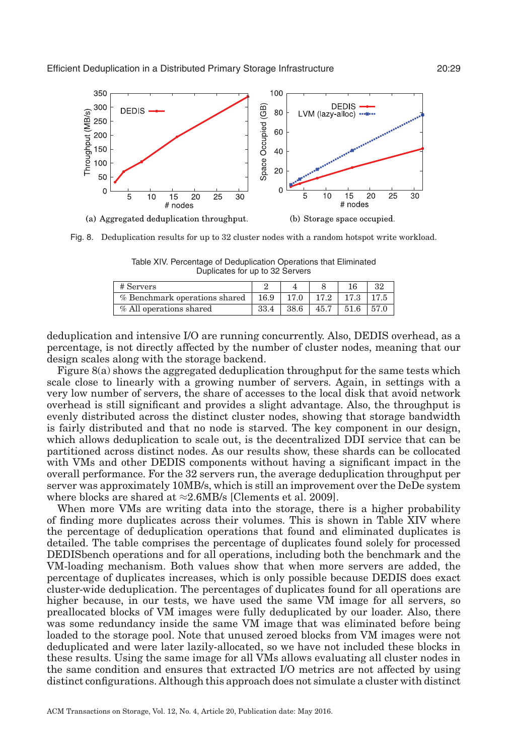(a) Aggregated deduplication throughput.

(b) Storage space occupied.

Fig. 8. Deduplication results for up to 32 cluster nodes with a random hotspot write workload.

Table XIV. Percentage of Deduplication Operations that Eliminated Duplicates for up to 32 Servers

| # Servers | 2 | 4 | 8 | 16 | 32 |
|---|---|---|---|---|---|
| % Benchmark operations shared | 16.9 | 17.0 | 17.2 | 17.3 | 17.5 |
| % All operations shared | 33.4 | 38.6 | 45.7 | 51.6 | 57.0 |

deduplication and intensive I/O are running concurrently. Also, DEDIS overhead, as a percentage, is not directly affected by the number of cluster nodes, meaning that our design scales along with the storage backend.

Figure 8(a) shows the aggregated deduplication throughput for the same tests which scale close to linearly with a growing number of servers. Again, in settings with a very low number of servers, the share of accesses to the local disk that avoid network overhead is still significant and provides a slight advantage. Also, the throughput is evenly distributed across the distinct cluster nodes, showing that storage bandwidth is fairly distributed and that no node is starved. The key component in our design, which allows deduplication to scale out, is the decentralized DDI service that can be partitioned across distinct nodes. As our results show, these shards can be collocated with VMs and other DEDIS components without having a significant impact in the overall performance. For the 32 servers run, the average deduplication throughput per server was approximately 10MB/s, which is still an improvement over the DeDe system where blocks are shared at ≈2.6MB/s [Clements et al. 2009].

When more VMs are writing data into the storage, there is a higher probability of finding more duplicates across their volumes. This is shown in Table XIV where the percentage of deduplication operations that found and eliminated duplicates is detailed. The table comprises the percentage of duplicates found solely for processed DEDISbench operations and for all operations, including both the benchmark and the VM-loading mechanism. Both values show that when more servers are added, the percentage of duplicates increases, which is only possible because DEDIS does exact cluster-wide deduplication. The percentages of duplicates found for all operations are higher because, in our tests, we have used the same VM image for all servers, so preallocated blocks of VM images were fully deduplicated by our loader. Also, there was some redundancy inside the same VM image that was eliminated before being loaded to the storage pool. Note that unused zeroed blocks from VM images were not deduplicated and were later lazily-allocated, so we have not included these blocks in these results. Using the same image for all VMs allows evaluating all cluster nodes in the same condition and ensures that extracted I/O metrics are not affected by using distinct configurations. Although this approach does not simulate a cluster with distinct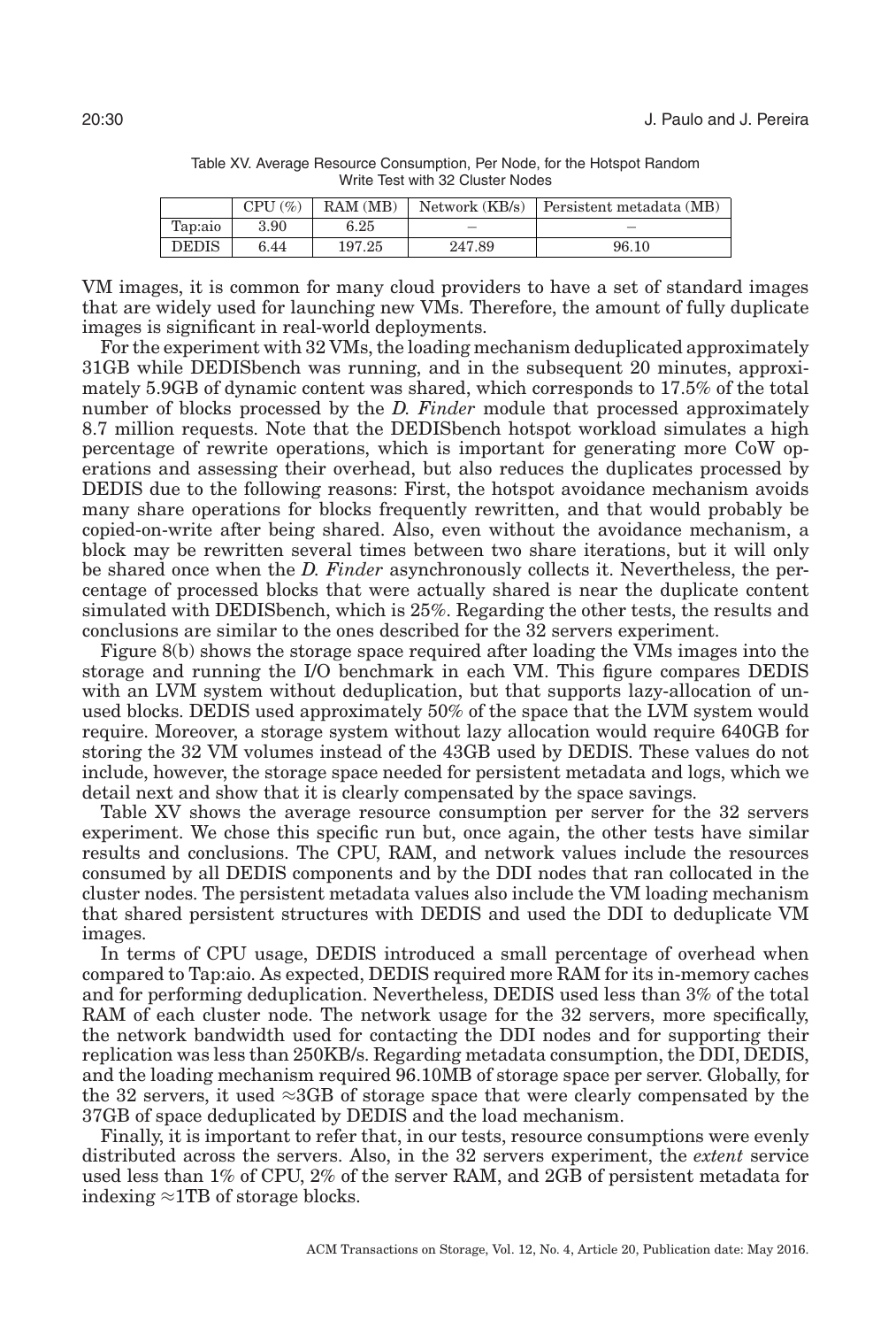Table XV. Average Resource Consumption, Per Node, for the Hotspot Random Write Test with 32 Cluster Nodes

| | CPU (%) | RAM (MB) | Network (KB/s) | Persistent metadata (MB) |
|---|---|---|---|---|
| Tap:aio | 3.90 | 6.25 | – | – |
| DEDIS | 6.44 | 197.25 | 247.89 | 96.10 |

VM images, it is common for many cloud providers to have a set of standard images that are widely used for launching new VMs. Therefore, the amount of fully duplicate images is significant in real-world deployments.

For the experiment with 32 VMs, the loading mechanism deduplicated approximately 31GB while DEDISbench was running, and in the subsequent 20 minutes, approximately 5.9GB of dynamic content was shared, which corresponds to 17.5% of the total number of blocks processed by the *D. Finder* module that processed approximately 8.7 million requests. Note that the DEDISbench hotspot workload simulates a high percentage of rewrite operations, which is important for generating more CoW operations and assessing their overhead, but also reduces the duplicates processed by DEDIS due to the following reasons: First, the hotspot avoidance mechanism avoids many share operations for blocks frequently rewritten, and that would probably be copied-on-write after being shared. Also, even without the avoidance mechanism, a block may be rewritten several times between two share iterations, but it will only be shared once when the *D. Finder* asynchronously collects it. Nevertheless, the percentage of processed blocks that were actually shared is near the duplicate content simulated with DEDISbench, which is 25%. Regarding the other tests, the results and conclusions are similar to the ones described for the 32 servers experiment.

Figure 8(b) shows the storage space required after loading the VMs images into the storage and running the I/O benchmark in each VM. This figure compares DEDIS with an LVM system without deduplication, but that supports lazy-allocation of unused blocks. DEDIS used approximately 50% of the space that the LVM system would require. Moreover, a storage system without lazy allocation would require 640GB for storing the 32 VM volumes instead of the 43GB used by DEDIS. These values do not include, however, the storage space needed for persistent metadata and logs, which we detail next and show that it is clearly compensated by the space savings.

Table XV shows the average resource consumption per server for the 32 servers experiment. We chose this specific run but, once again, the other tests have similar results and conclusions. The CPU, RAM, and network values include the resources consumed by all DEDIS components and by the DDI nodes that ran collocated in the cluster nodes. The persistent metadata values also include the VM loading mechanism that shared persistent structures with DEDIS and used the DDI to deduplicate VM images.

In terms of CPU usage, DEDIS introduced a small percentage of overhead when compared to Tap:aio. As expected, DEDIS required more RAM for its in-memory caches and for performing deduplication. Nevertheless, DEDIS used less than 3% of the total RAM of each cluster node. The network usage for the 32 servers, more specifically, the network bandwidth used for contacting the DDI nodes and for supporting their replication was less than 250KB/s. Regarding metadata consumption, the DDI, DEDIS, and the loading mechanism required 96.10MB of storage space per server. Globally, for the 32 servers, it used ≈3GB of storage space that were clearly compensated by the 37GB of space deduplicated by DEDIS and the load mechanism.

Finally, it is important to refer that, in our tests, resource consumptions were evenly distributed across the servers. Also, in the 32 servers experiment, the *extent* service used less than 1% of CPU, 2% of the server RAM, and 2GB of persistent metadata for indexing ≈1TB of storage blocks.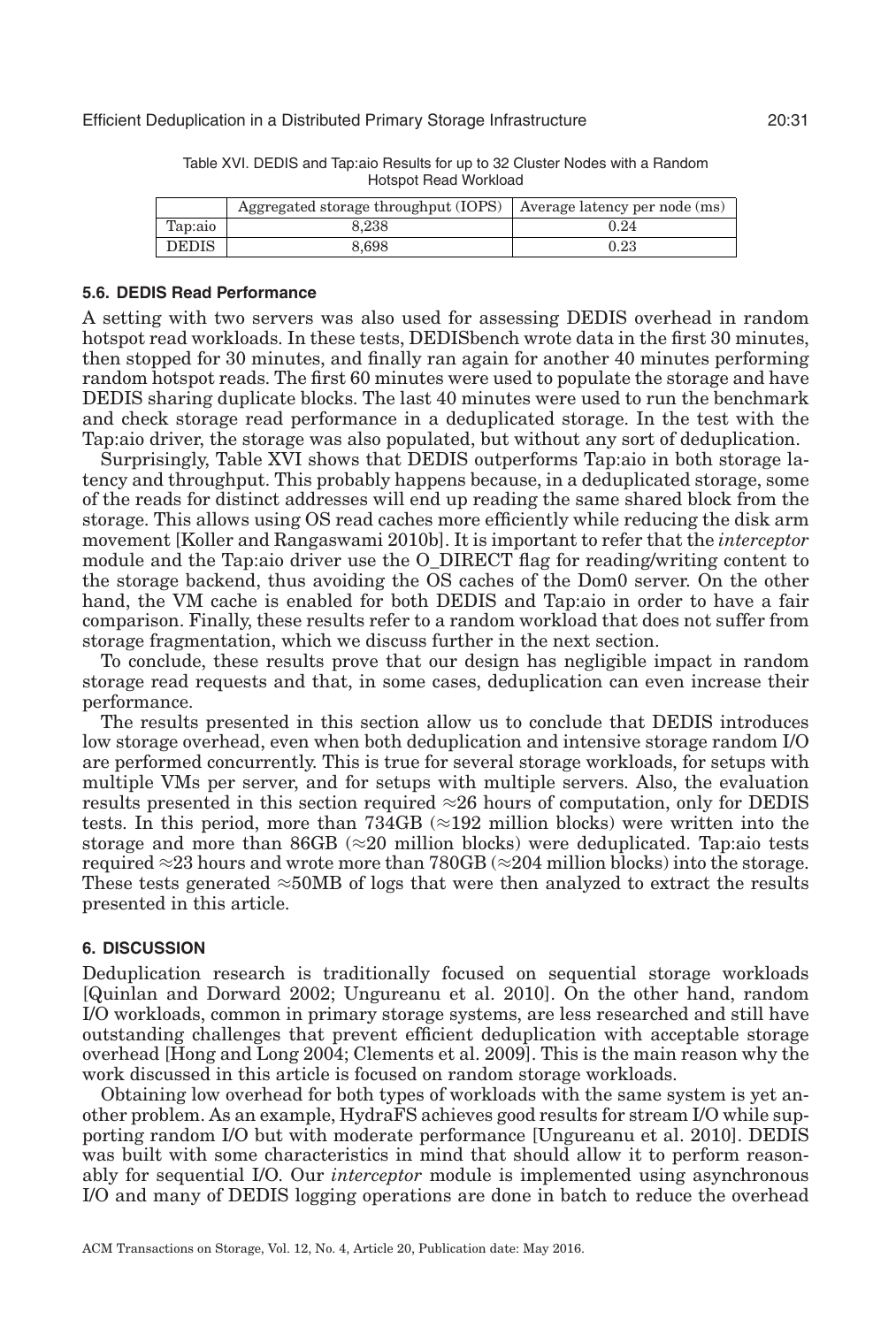Table XVI. DEDIS and Tap:aio Results for up to 32 Cluster Nodes with a Random Hotspot Read Workload

| | Aggregated storage throughput (IOPS) | Average latency per node (ms) |
|---|---|---|
| Tap:aio | 8,238 | 0.24 |
| DEDIS | 8,698 | 0.23 |

### 5.6. DEDIS Read Performance

A setting with two servers was also used for assessing DEDIS overhead in random hotspot read workloads. In these tests, DEDISbench wrote data in the first 30 minutes, then stopped for 30 minutes, and finally ran again for another 40 minutes performing random hotspot reads. The first 60 minutes were used to populate the storage and have DEDIS sharing duplicate blocks. The last 40 minutes were used to run the benchmark and check storage read performance in a deduplicated storage. In the test with the Tap:aio driver, the storage was also populated, but without any sort of deduplication.

Surprisingly, Table XVI shows that DEDIS outperforms Tap:aio in both storage latency and throughput. This probably happens because, in a deduplicated storage, some of the reads for distinct addresses will end up reading the same shared block from the storage. This allows using OS read caches more efficiently while reducing the disk arm movement [Koller and Rangaswami 2010b]. It is important to refer that the *interceptor* module and the Tap:aio driver use the O_DIRECT flag for reading/writing content to the storage backend, thus avoiding the OS caches of the Dom0 server. On the other hand, the VM cache is enabled for both DEDIS and Tap:aio in order to have a fair comparison. Finally, these results refer to a random workload that does not suffer from storage fragmentation, which we discuss further in the next section.

To conclude, these results prove that our design has negligible impact in random storage read requests and that, in some cases, deduplication can even increase their performance.

The results presented in this section allow us to conclude that DEDIS introduces low storage overhead, even when both deduplication and intensive storage random I/O are performed concurrently. This is true for several storage workloads, for setups with multiple VMs per server, and for setups with multiple servers. Also, the evaluation results presented in this section required ≈26 hours of computation, only for DEDIS tests. In this period, more than 734GB (≈192 million blocks) were written into the storage and more than 86GB (≈20 million blocks) were deduplicated. Tap:aio tests required ≈23 hours and wrote more than 780GB (≈204 million blocks) into the storage. These tests generated ≈50MB of logs that were then analyzed to extract the results presented in this article.

## 6. DISCUSSION

Deduplication research is traditionally focused on sequential storage workloads [Quinlan and Dorward 2002; Ungureanu et al. 2010]. On the other hand, random I/O workloads, common in primary storage systems, are less researched and still have outstanding challenges that prevent efficient deduplication with acceptable storage overhead [Hong and Long 2004; Clements et al. 2009]. This is the main reason why the work discussed in this article is focused on random storage workloads.

Obtaining low overhead for both types of workloads with the same system is yet another problem. As an example, HydraFS achieves good results for stream I/O while supporting random I/O but with moderate performance [Ungureanu et al. 2010]. DEDIS was built with some characteristics in mind that should allow it to perform reasonably for sequential I/O. Our *interceptor* module is implemented using asynchronous I/O and many of DEDIS logging operations are done in batch to reduce the overhead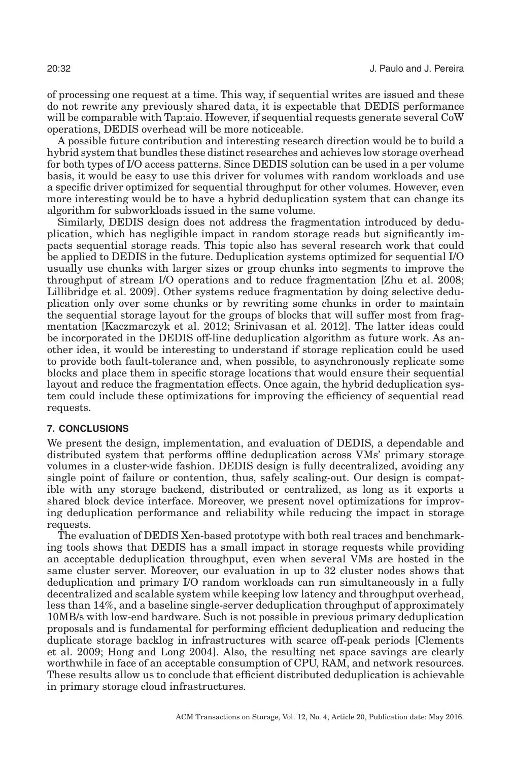of processing one request at a time. This way, if sequential writes are issued and these do not rewrite any previously shared data, it is expectable that DEDIS performance will be comparable with Tap:aio. However, if sequential requests generate several CoW operations, DEDIS overhead will be more noticeable.

A possible future contribution and interesting research direction would be to build a hybrid system that bundles these distinct researches and achieves low storage overhead for both types of I/O access patterns. Since DEDIS solution can be used in a per volume basis, it would be easy to use this driver for volumes with random workloads and use a specific driver optimized for sequential throughput for other volumes. However, even more interesting would be to have a hybrid deduplication system that can change its algorithm for subworkloads issued in the same volume.

Similarly, DEDIS design does not address the fragmentation introduced by deduplication, which has negligible impact in random storage reads but significantly impacts sequential storage reads. This topic also has several research work that could be applied to DEDIS in the future. Deduplication systems optimized for sequential I/O usually use chunks with larger sizes or group chunks into segments to improve the throughput of stream I/O operations and to reduce fragmentation [Zhu et al. 2008; Lillibridge et al. 2009]. Other systems reduce fragmentation by doing selective deduplication only over some chunks or by rewriting some chunks in order to maintain the sequential storage layout for the groups of blocks that will suffer most from fragmentation [Kaczmarczyk et al. 2012; Srinivasan et al. 2012]. The latter ideas could be incorporated in the DEDIS off-line deduplication algorithm as future work. As another idea, it would be interesting to understand if storage replication could be used to provide both fault-tolerance and, when possible, to asynchronously replicate some blocks and place them in specific storage locations that would ensure their sequential layout and reduce the fragmentation effects. Once again, the hybrid deduplication system could include these optimizations for improving the efficiency of sequential read requests.

## 7. CONCLUSIONS

We present the design, implementation, and evaluation of DEDIS, a dependable and distributed system that performs offline deduplication across VMs' primary storage volumes in a cluster-wide fashion. DEDIS design is fully decentralized, avoiding any single point of failure or contention, thus, safely scaling-out. Our design is compatible with any storage backend, distributed or centralized, as long as it exports a shared block device interface. Moreover, we present novel optimizations for improving deduplication performance and reliability while reducing the impact in storage requests.

The evaluation of DEDIS Xen-based prototype with both real traces and benchmarking tools shows that DEDIS has a small impact in storage requests while providing an acceptable deduplication throughput, even when several VMs are hosted in the same cluster server. Moreover, our evaluation in up to 32 cluster nodes shows that deduplication and primary I/O random workloads can run simultaneously in a fully decentralized and scalable system while keeping low latency and throughput overhead, less than 14%, and a baseline single-server deduplication throughput of approximately 10MB/s with low-end hardware. Such is not possible in previous primary deduplication proposals and is fundamental for performing efficient deduplication and reducing the duplicate storage backlog in infrastructures with scarce off-peak periods [Clements et al. 2009; Hong and Long 2004]. Also, the resulting net space savings are clearly worthwhile in face of an acceptable consumption of CPU, RAM, and network resources. These results allow us to conclude that efficient distributed deduplication is achievable in primary storage cloud infrastructures.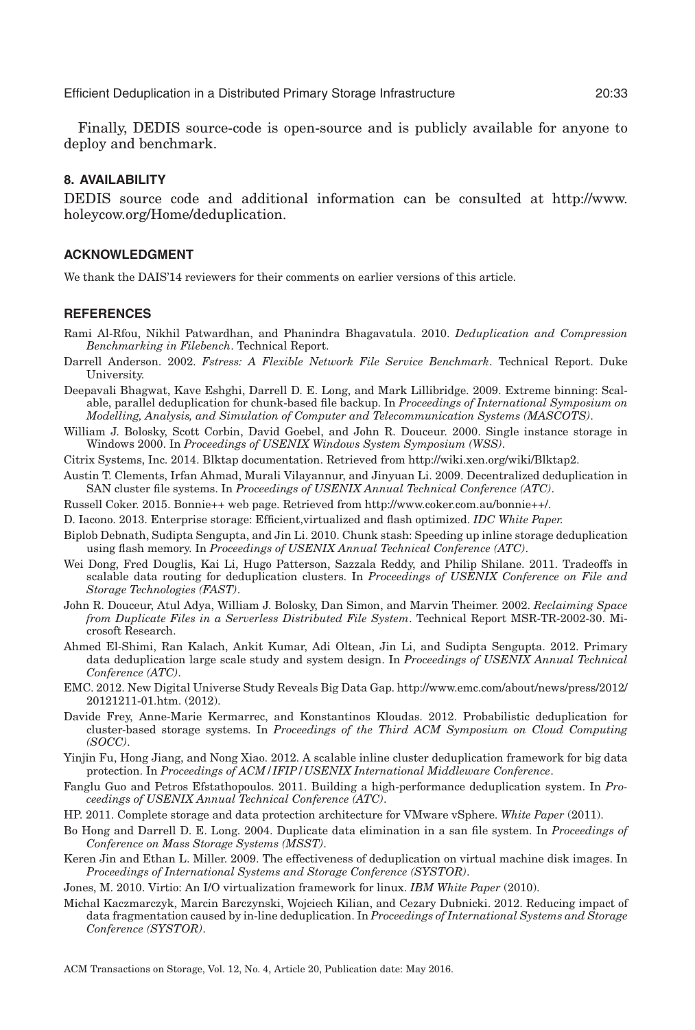Finally, DEDIS source-code is open-source and is publicly available for anyone to deploy and benchmark.

## 8. AVAILABILITY

DEDIS source code and additional information can be consulted at http://www.holeycow.org/Home/deduplication.

## ACKNOWLEDGMENT

We thank the DAIS'14 reviewers for their comments on earlier versions of this article.

## REFERENCES

Rami Al-Rfou, Nikhil Patwardhan, and Phanindra Bhagavatula. 2010. *Deduplication and Compression Benchmarking in Filebench*. Technical Report.

Darrell Anderson. 2002. *Fstress: A Flexible Network File Service Benchmark*. Technical Report. Duke University.

Deepavali Bhagwat, Kave Eshghi, Darrell D. E. Long, and Mark Lillibridge. 2009. Extreme binning: Scalable, parallel deduplication for chunk-based file backup. In *Proceedings of International Symposium on Modelling, Analysis, and Simulation of Computer and Telecommunication Systems (MASCOTS)*.

William J. Bolosky, Scott Corbin, David Goebel, and John R. Douceur. 2000. Single instance storage in Windows 2000. In *Proceedings of USENIX Windows System Symposium (WSS)*.

Citrix Systems, Inc. 2014. Blktap documentation. Retrieved from http://wiki.xen.org/wiki/Blktap2.

Austin T. Clements, Irfan Ahmad, Murali Vilayannur, and Jinyuan Li. 2009. Decentralized deduplication in SAN cluster file systems. In *Proceedings of USENIX Annual Technical Conference (ATC)*.

Russell Coker. 2015. Bonnie++ web page. Retrieved from http://www.coker.com.au/bonnie++/.

D. Iacono. 2013. Enterprise storage: Efficient,virtualized and flash optimized. *IDC White Paper.*

Biplob Debnath, Sudipta Sengupta, and Jin Li. 2010. Chunk stash: Speeding up inline storage deduplication using flash memory. In *Proceedings of USENIX Annual Technical Conference (ATC)*.

Wei Dong, Fred Douglis, Kai Li, Hugo Patterson, Sazzala Reddy, and Philip Shilane. 2011. Tradeoffs in scalable data routing for deduplication clusters. In *Proceedings of USENIX Conference on File and Storage Technologies (FAST)*.

John R. Douceur, Atul Adya, William J. Bolosky, Dan Simon, and Marvin Theimer. 2002. *Reclaiming Space from Duplicate Files in a Serverless Distributed File System*. Technical Report MSR-TR-2002-30. Microsoft Research.

Ahmed El-Shimi, Ran Kalach, Ankit Kumar, Adi Oltean, Jin Li, and Sudipta Sengupta. 2012. Primary data deduplication large scale study and system design. In *Proceedings of USENIX Annual Technical Conference (ATC)*.

EMC. 2012. New Digital Universe Study Reveals Big Data Gap. http://www.emc.com/about/news/press/2012/20121211-01.htm. (2012).

Davide Frey, Anne-Marie Kermarrec, and Konstantinos Kloudas. 2012. Probabilistic deduplication for cluster-based storage systems. In *Proceedings of the Third ACM Symposium on Cloud Computing (SOCC)*.

Yinjin Fu, Hong Jiang, and Nong Xiao. 2012. A scalable inline cluster deduplication framework for big data protection. In *Proceedings of ACM/IFIP/USENIX International Middleware Conference*.

Fanglu Guo and Petros Efstathopoulos. 2011. Building a high-performance deduplication system. In *Proceedings of USENIX Annual Technical Conference (ATC)*.

HP. 2011. Complete storage and data protection architecture for VMware vSphere. *White Paper* (2011).

Bo Hong and Darrell D. E. Long. 2004. Duplicate data elimination in a san file system. In *Proceedings of Conference on Mass Storage Systems (MSST)*.

Keren Jin and Ethan L. Miller. 2009. The effectiveness of deduplication on virtual machine disk images. In *Proceedings of International Systems and Storage Conference (SYSTOR)*.

Jones, M. 2010. Virtio: An I/O virtualization framework for linux. *IBM White Paper* (2010).

Michal Kaczmarczyk, Marcin Barczynski, Wojciech Kilian, and Cezary Dubnicki. 2012. Reducing impact of data fragmentation caused by in-line deduplication. In *Proceedings of International Systems and Storage Conference (SYSTOR)*.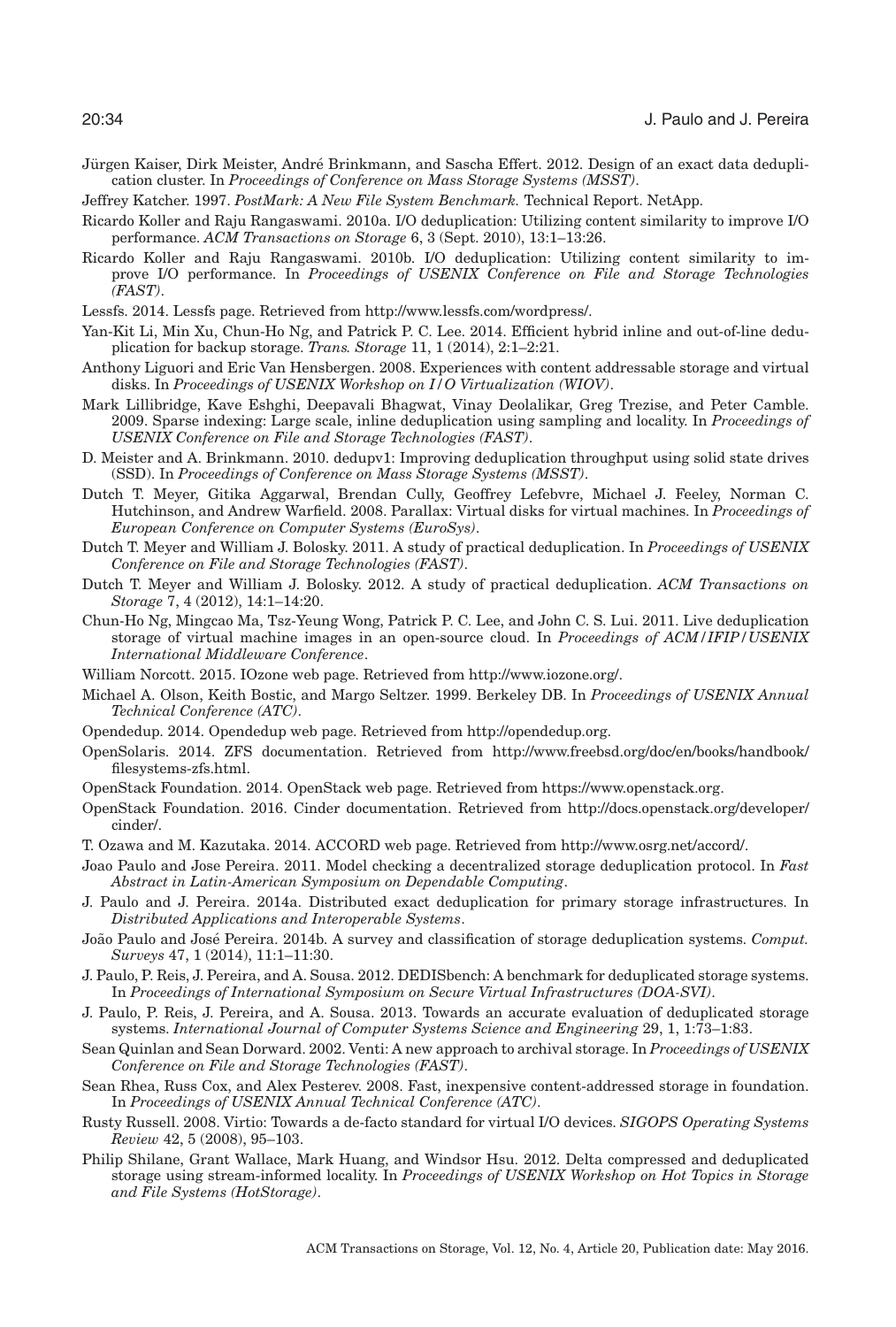Jürgen Kaiser, Dirk Meister, André Brinkmann, and Sascha Effert. 2012. Design of an exact data deduplication cluster. In *Proceedings of Conference on Mass Storage Systems (MSST)*.

Jeffrey Katcher. 1997. *PostMark: A New File System Benchmark.* Technical Report. NetApp.

Ricardo Koller and Raju Rangaswami. 2010a. I/O deduplication: Utilizing content similarity to improve I/O performance. *ACM Transactions on Storage* 6, 3 (Sept. 2010), 13:1–13:26.

Ricardo Koller and Raju Rangaswami. 2010b. I/O deduplication: Utilizing content similarity to improve I/O performance. In *Proceedings of USENIX Conference on File and Storage Technologies (FAST)*.

Lessfs. 2014. Lessfs page. Retrieved from http://www.lessfs.com/wordpress/.

Yan-Kit Li, Min Xu, Chun-Ho Ng, and Patrick P. C. Lee. 2014. Efficient hybrid inline and out-of-line deduplication for backup storage. *Trans. Storage* 11, 1 (2014), 2:1–2:21.

Anthony Liguori and Eric Van Hensbergen. 2008. Experiences with content addressable storage and virtual disks. In *Proceedings of USENIX Workshop on I/O Virtualization (WIOV)*.

Mark Lillibridge, Kave Eshghi, Deepavali Bhagwat, Vinay Deolalikar, Greg Trezise, and Peter Camble. 2009. Sparse indexing: Large scale, inline deduplication using sampling and locality. In *Proceedings of USENIX Conference on File and Storage Technologies (FAST)*.

D. Meister and A. Brinkmann. 2010. dedupv1: Improving deduplication throughput using solid state drives (SSD). In *Proceedings of Conference on Mass Storage Systems (MSST)*.

Dutch T. Meyer, Gitika Aggarwal, Brendan Cully, Geoffrey Lefebvre, Michael J. Feeley, Norman C. Hutchinson, and Andrew Warfield. 2008. Parallax: Virtual disks for virtual machines. In *Proceedings of European Conference on Computer Systems (EuroSys)*.

Dutch T. Meyer and William J. Bolosky. 2011. A study of practical deduplication. In *Proceedings of USENIX Conference on File and Storage Technologies (FAST)*.

Dutch T. Meyer and William J. Bolosky. 2012. A study of practical deduplication. *ACM Transactions on Storage* 7, 4 (2012), 14:1–14:20.

Chun-Ho Ng, Mingcao Ma, Tsz-Yeung Wong, Patrick P. C. Lee, and John C. S. Lui. 2011. Live deduplication storage of virtual machine images in an open-source cloud. In *Proceedings of ACM/IFIP/USENIX International Middleware Conference*.

William Norcott. 2015. IOzone web page. Retrieved from http://www.iozone.org/.

Michael A. Olson, Keith Bostic, and Margo Seltzer. 1999. Berkeley DB. In *Proceedings of USENIX Annual Technical Conference (ATC)*.

Opendedup. 2014. Opendedup web page. Retrieved from http://opendedup.org.

OpenSolaris. 2014. ZFS documentation. Retrieved from http://www.freebsd.org/doc/en/books/handbook/filesystems-zfs.html.

OpenStack Foundation. 2014. OpenStack web page. Retrieved from https://www.openstack.org.

OpenStack Foundation. 2016. Cinder documentation. Retrieved from http://docs.openstack.org/developer/cinder/.

T. Ozawa and M. Kazutaka. 2014. ACCORD web page. Retrieved from http://www.osrg.net/accord/.

Joao Paulo and Jose Pereira. 2011. Model checking a decentralized storage deduplication protocol. In *Fast Abstract in Latin-American Symposium on Dependable Computing*.

J. Paulo and J. Pereira. 2014a. Distributed exact deduplication for primary storage infrastructures. In *Distributed Applications and Interoperable Systems*.

João Paulo and José Pereira. 2014b. A survey and classification of storage deduplication systems. *Comput. Surveys* 47, 1 (2014), 11:1–11:30.

J. Paulo, P. Reis, J. Pereira, and A. Sousa. 2012. DEDISbench: A benchmark for deduplicated storage systems. In *Proceedings of International Symposium on Secure Virtual Infrastructures (DOA-SVI)*.

J. Paulo, P. Reis, J. Pereira, and A. Sousa. 2013. Towards an accurate evaluation of deduplicated storage systems. *International Journal of Computer Systems Science and Engineering* 29, 1, 1:73–1:83.

Sean Quinlan and Sean Dorward. 2002. Venti: A new approach to archival storage. In *Proceedings of USENIX Conference on File and Storage Technologies (FAST)*.

Sean Rhea, Russ Cox, and Alex Pesterev. 2008. Fast, inexpensive content-addressed storage in foundation. In *Proceedings of USENIX Annual Technical Conference (ATC)*.

Rusty Russell. 2008. Virtio: Towards a de-facto standard for virtual I/O devices. *SIGOPS Operating Systems Review* 42, 5 (2008), 95–103.

Philip Shilane, Grant Wallace, Mark Huang, and Windsor Hsu. 2012. Delta compressed and deduplicated storage using stream-informed locality. In *Proceedings of USENIX Workshop on Hot Topics in Storage and File Systems (HotStorage)*.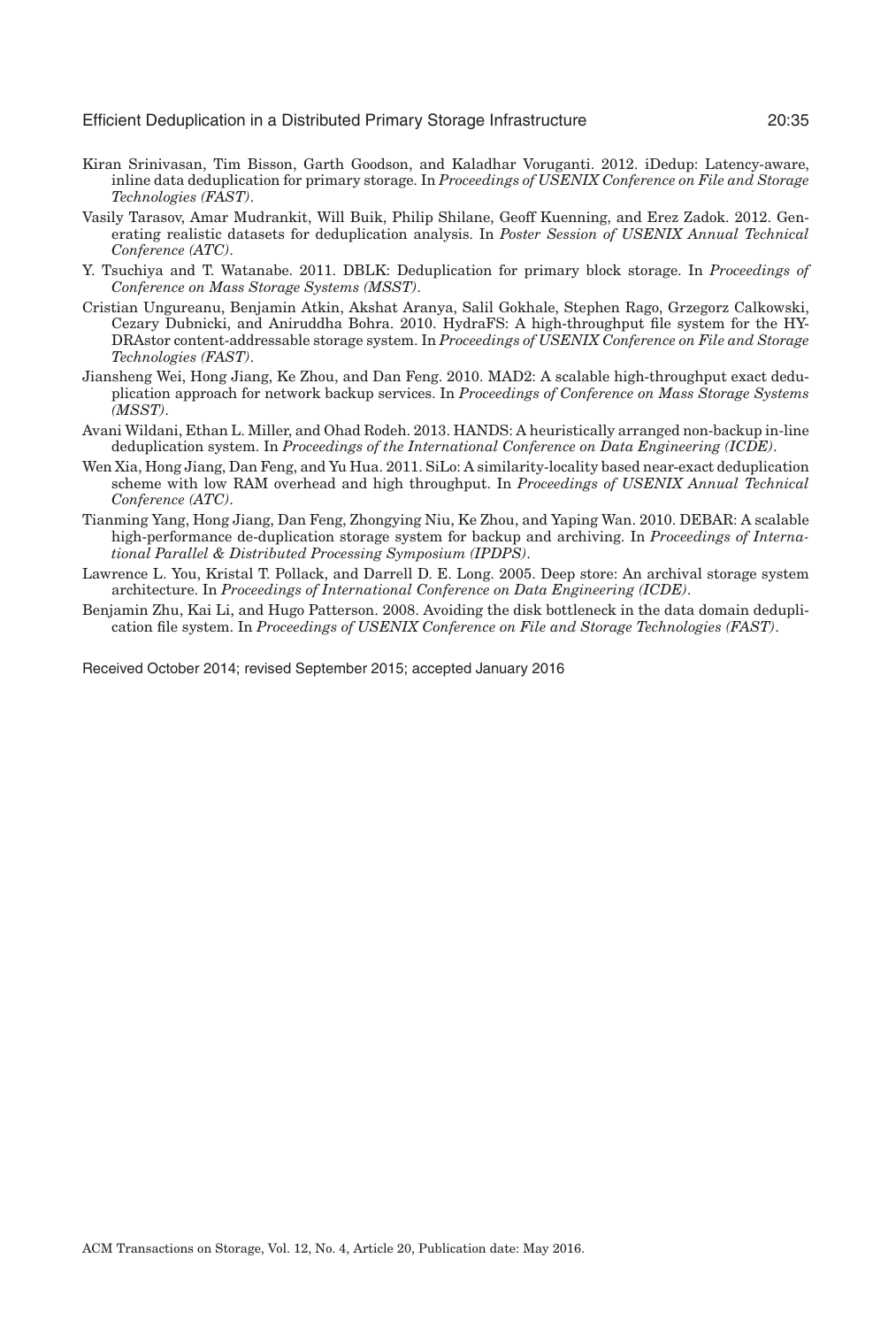Kiran Srinivasan, Tim Bisson, Garth Goodson, and Kaladhar Voruganti. 2012. iDedup: Latency-aware, inline data deduplication for primary storage. In *Proceedings of USENIX Conference on File and Storage Technologies (FAST)*.

Vasily Tarasov, Amar Mudrankit, Will Buik, Philip Shilane, Geoff Kuenning, and Erez Zadok. 2012. Generating realistic datasets for deduplication analysis. In *Poster Session of USENIX Annual Technical Conference (ATC)*.

Y. Tsuchiya and T. Watanabe. 2011. DBLK: Deduplication for primary block storage. In *Proceedings of Conference on Mass Storage Systems (MSST)*.

Cristian Ungureanu, Benjamin Atkin, Akshat Aranya, Salil Gokhale, Stephen Rago, Grzegorz Calkowski, Cezary Dubnicki, and Aniruddha Bohra. 2010. HydraFS: A high-throughput file system for the HYDRAstor content-addressable storage system. In *Proceedings of USENIX Conference on File and Storage Technologies (FAST)*.

Jiansheng Wei, Hong Jiang, Ke Zhou, and Dan Feng. 2010. MAD2: A scalable high-throughput exact deduplication approach for network backup services. In *Proceedings of Conference on Mass Storage Systems (MSST)*.

Avani Wildani, Ethan L. Miller, and Ohad Rodeh. 2013. HANDS: A heuristically arranged non-backup in-line deduplication system. In *Proceedings of the International Conference on Data Engineering (ICDE)*.

Wen Xia, Hong Jiang, Dan Feng, and Yu Hua. 2011. SiLo: A similarity-locality based near-exact deduplication scheme with low RAM overhead and high throughput. In *Proceedings of USENIX Annual Technical Conference (ATC)*.

Tianming Yang, Hong Jiang, Dan Feng, Zhongying Niu, Ke Zhou, and Yaping Wan. 2010. DEBAR: A scalable high-performance de-duplication storage system for backup and archiving. In *Proceedings of International Parallel & Distributed Processing Symposium (IPDPS)*.

Lawrence L. You, Kristal T. Pollack, and Darrell D. E. Long. 2005. Deep store: An archival storage system architecture. In *Proceedings of International Conference on Data Engineering (ICDE)*.

Benjamin Zhu, Kai Li, and Hugo Patterson. 2008. Avoiding the disk bottleneck in the data domain deduplication file system. In *Proceedings of USENIX Conference on File and Storage Technologies (FAST)*.

Received October 2014; revised September 2015; accepted January 2016